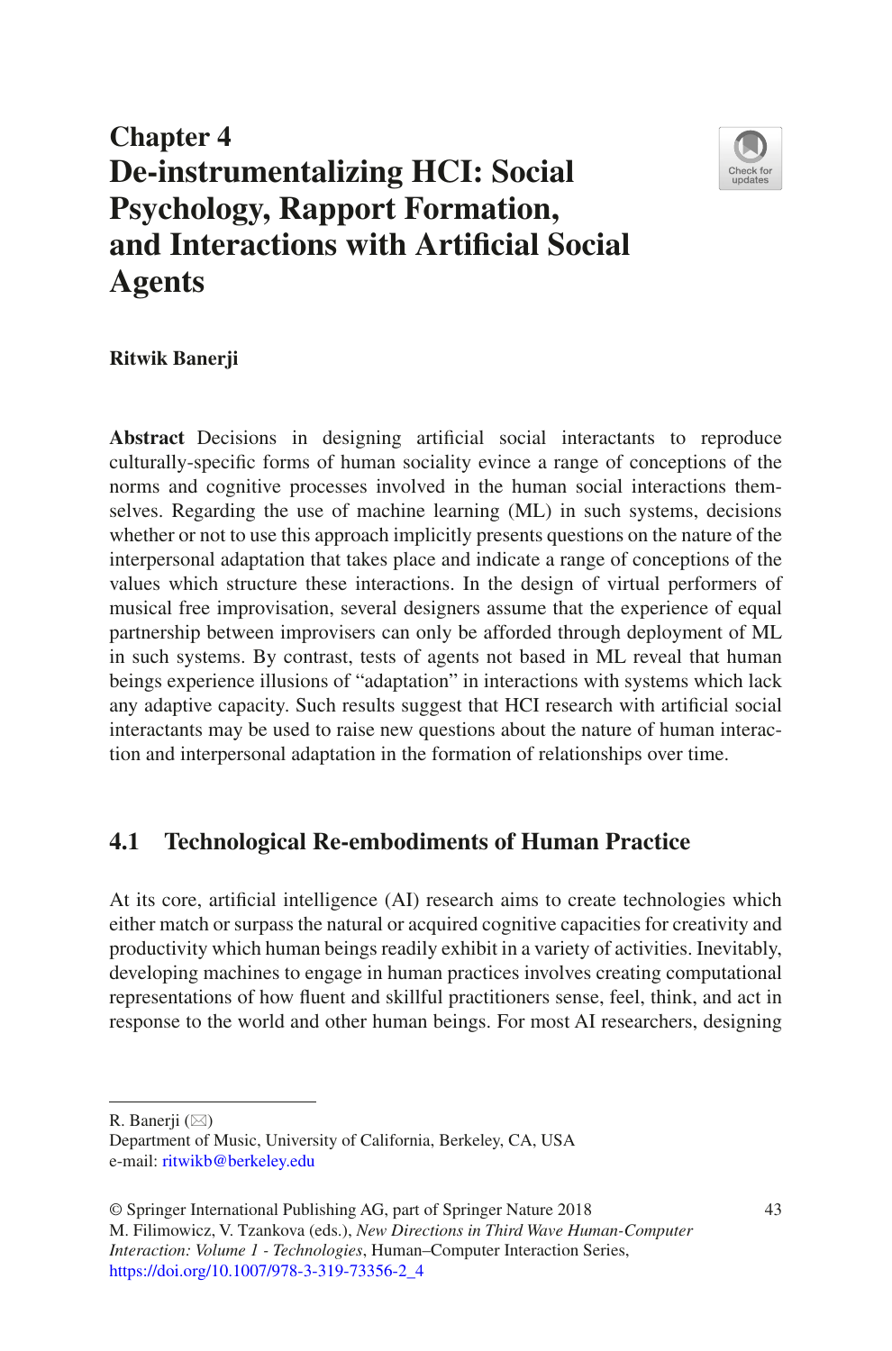# Chapter 4
# De-instrumentalizing HCI: Social Psychology, Rapport Formation, and Interactions with Artificial Social Agents

**Ritwik Banerji**

**Abstract** Decisions in designing artificial social interactants to reproduce culturally-specific forms of human sociality evince a range of conceptions of the norms and cognitive processes involved in the human social interactions themselves. Regarding the use of machine learning (ML) in such systems, decisions whether or not to use this approach implicitly presents questions on the nature of the interpersonal adaptation that takes place and indicate a range of conceptions of the values which structure these interactions. In the design of virtual performers of musical free improvisation, several designers assume that the experience of equal partnership between improvisers can only be afforded through deployment of ML in such systems. By contrast, tests of agents not based in ML reveal that human beings experience illusions of "adaptation" in interactions with systems which lack any adaptive capacity. Such results suggest that HCI research with artificial social interactants may be used to raise new questions about the nature of human interaction and interpersonal adaptation in the formation of relationships over time.

## 4.1 Technological Re-embodiments of Human Practice

At its core, artificial intelligence (AI) research aims to create technologies which either match or surpass the natural or acquired cognitive capacities for creativity and productivity which human beings readily exhibit in a variety of activities. Inevitably, developing machines to engage in human practices involves creating computational representations of how fluent and skillful practitioners sense, feel, think, and act in response to the world and other human beings. For most AI researchers, designing

---

R. Banerji (✉)
Department of Music, University of California, Berkeley, CA, USA
e-mail: ritwikb@berkeley.edu

© Springer International Publishing AG, part of Springer Nature 2018
M. Filimowicz, V. Tzankova (eds.), *New Directions in Third Wave Human-Computer Interaction: Volume 1 - Technologies*, Human–Computer Interaction Series,
https://doi.org/10.1007/978-3-319-73356-2_4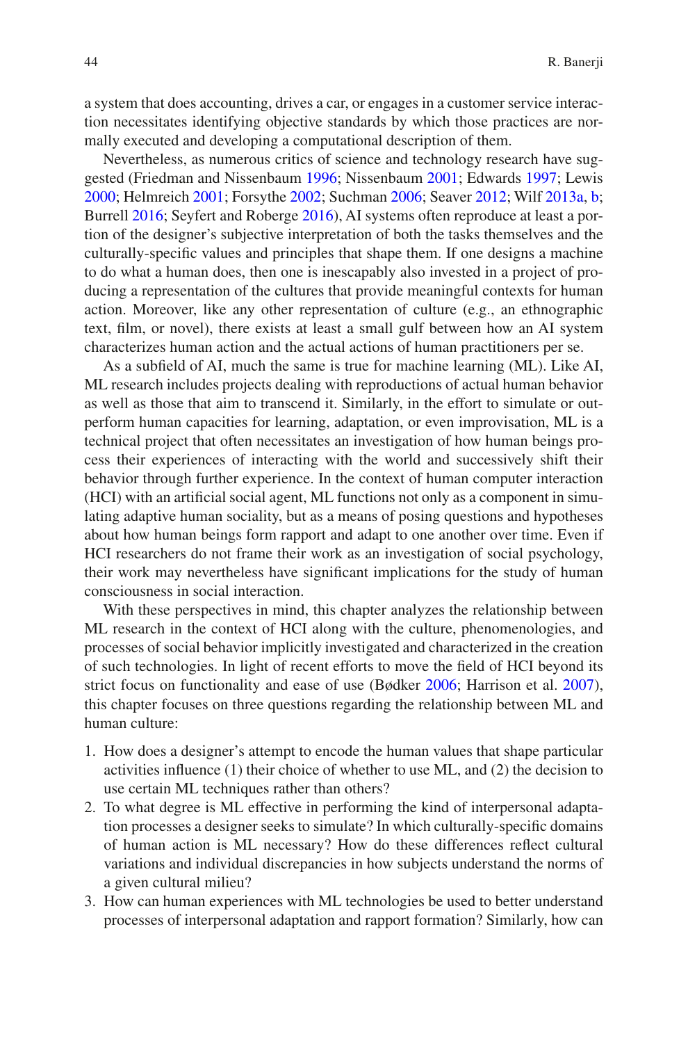a system that does accounting, drives a car, or engages in a customer service interaction necessitates identifying objective standards by which those practices are normally executed and developing a computational description of them.

Nevertheless, as numerous critics of science and technology research have suggested (Friedman and Nissenbaum 1996; Nissenbaum 2001; Edwards 1997; Lewis 2000; Helmreich 2001; Forsythe 2002; Suchman 2006; Seaver 2012; Wilf 2013a, b; Burrell 2016; Seyfert and Roberge 2016), AI systems often reproduce at least a portion of the designer's subjective interpretation of both the tasks themselves and the culturally-specific values and principles that shape them. If one designs a machine to do what a human does, then one is inescapably also invested in a project of producing a representation of the cultures that provide meaningful contexts for human action. Moreover, like any other representation of culture (e.g., an ethnographic text, film, or novel), there exists at least a small gulf between how an AI system characterizes human action and the actual actions of human practitioners per se.

As a subfield of AI, much the same is true for machine learning (ML). Like AI, ML research includes projects dealing with reproductions of actual human behavior as well as those that aim to transcend it. Similarly, in the effort to simulate or outperform human capacities for learning, adaptation, or even improvisation, ML is a technical project that often necessitates an investigation of how human beings process their experiences of interacting with the world and successively shift their behavior through further experience. In the context of human computer interaction (HCI) with an artificial social agent, ML functions not only as a component in simulating adaptive human sociality, but as a means of posing questions and hypotheses about how human beings form rapport and adapt to one another over time. Even if HCI researchers do not frame their work as an investigation of social psychology, their work may nevertheless have significant implications for the study of human consciousness in social interaction.

With these perspectives in mind, this chapter analyzes the relationship between ML research in the context of HCI along with the culture, phenomenologies, and processes of social behavior implicitly investigated and characterized in the creation of such technologies. In light of recent efforts to move the field of HCI beyond its strict focus on functionality and ease of use (Bødker 2006; Harrison et al. 2007), this chapter focuses on three questions regarding the relationship between ML and human culture:

1. How does a designer's attempt to encode the human values that shape particular activities influence (1) their choice of whether to use ML, and (2) the decision to use certain ML techniques rather than others?
2. To what degree is ML effective in performing the kind of interpersonal adaptation processes a designer seeks to simulate? In which culturally-specific domains of human action is ML necessary? How do these differences reflect cultural variations and individual discrepancies in how subjects understand the norms of a given cultural milieu?
3. How can human experiences with ML technologies be used to better understand processes of interpersonal adaptation and rapport formation? Similarly, how can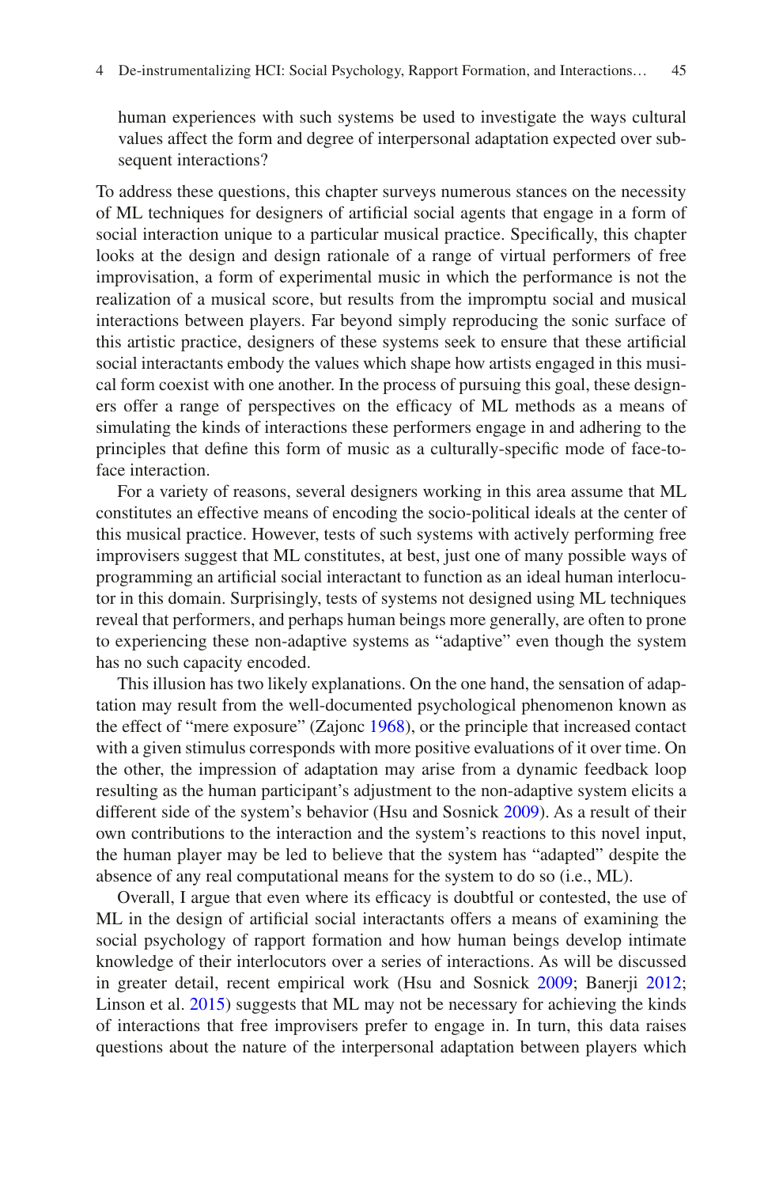human experiences with such systems be used to investigate the ways cultural values affect the form and degree of interpersonal adaptation expected over subsequent interactions?

To address these questions, this chapter surveys numerous stances on the necessity of ML techniques for designers of artificial social agents that engage in a form of social interaction unique to a particular musical practice. Specifically, this chapter looks at the design and design rationale of a range of virtual performers of free improvisation, a form of experimental music in which the performance is not the realization of a musical score, but results from the impromptu social and musical interactions between players. Far beyond simply reproducing the sonic surface of this artistic practice, designers of these systems seek to ensure that these artificial social interactants embody the values which shape how artists engaged in this musical form coexist with one another. In the process of pursuing this goal, these designers offer a range of perspectives on the efficacy of ML methods as a means of simulating the kinds of interactions these performers engage in and adhering to the principles that define this form of music as a culturally-specific mode of face-to-face interaction.

For a variety of reasons, several designers working in this area assume that ML constitutes an effective means of encoding the socio-political ideals at the center of this musical practice. However, tests of such systems with actively performing free improvisers suggest that ML constitutes, at best, just one of many possible ways of programming an artificial social interactant to function as an ideal human interlocutor in this domain. Surprisingly, tests of systems not designed using ML techniques reveal that performers, and perhaps human beings more generally, are often to prone to experiencing these non-adaptive systems as "adaptive" even though the system has no such capacity encoded.

This illusion has two likely explanations. On the one hand, the sensation of adaptation may result from the well-documented psychological phenomenon known as the effect of "mere exposure" (Zajonc 1968), or the principle that increased contact with a given stimulus corresponds with more positive evaluations of it over time. On the other, the impression of adaptation may arise from a dynamic feedback loop resulting as the human participant's adjustment to the non-adaptive system elicits a different side of the system's behavior (Hsu and Sosnick 2009). As a result of their own contributions to the interaction and the system's reactions to this novel input, the human player may be led to believe that the system has "adapted" despite the absence of any real computational means for the system to do so (i.e., ML).

Overall, I argue that even where its efficacy is doubtful or contested, the use of ML in the design of artificial social interactants offers a means of examining the social psychology of rapport formation and how human beings develop intimate knowledge of their interlocutors over a series of interactions. As will be discussed in greater detail, recent empirical work (Hsu and Sosnick 2009; Banerji 2012; Linson et al. 2015) suggests that ML may not be necessary for achieving the kinds of interactions that free improvisers prefer to engage in. In turn, this data raises questions about the nature of the interpersonal adaptation between players which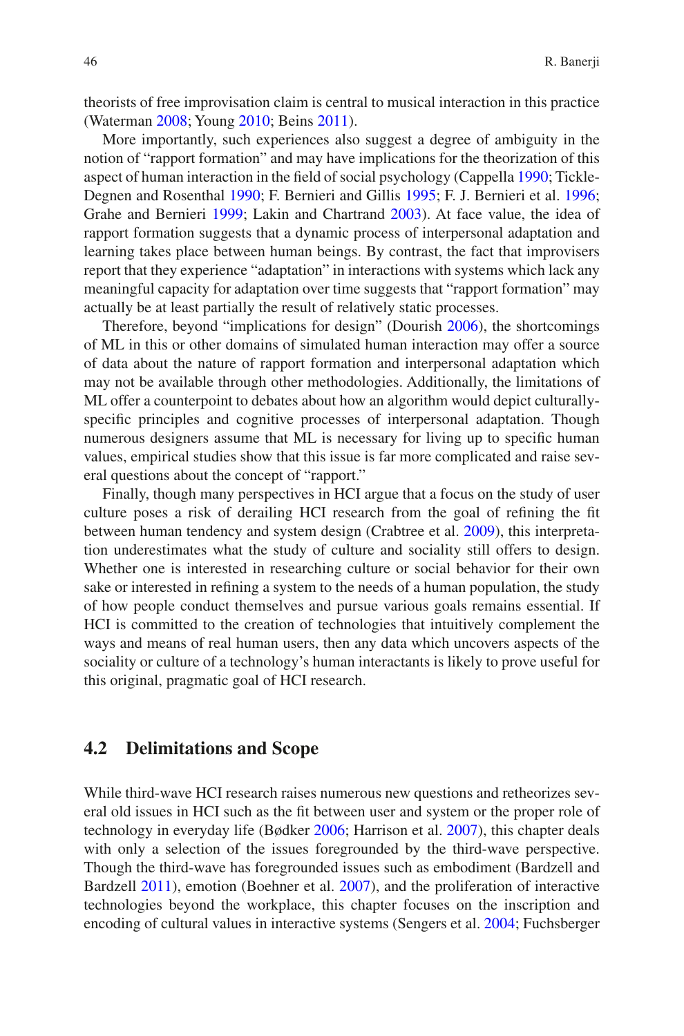theorists of free improvisation claim is central to musical interaction in this practice (Waterman 2008; Young 2010; Beins 2011).

More importantly, such experiences also suggest a degree of ambiguity in the notion of "rapport formation" and may have implications for the theorization of this aspect of human interaction in the field of social psychology (Cappella 1990; Tickle-Degnen and Rosenthal 1990; F. Bernieri and Gillis 1995; F. J. Bernieri et al. 1996; Grahe and Bernieri 1999; Lakin and Chartrand 2003). At face value, the idea of rapport formation suggests that a dynamic process of interpersonal adaptation and learning takes place between human beings. By contrast, the fact that improvisers report that they experience "adaptation" in interactions with systems which lack any meaningful capacity for adaptation over time suggests that "rapport formation" may actually be at least partially the result of relatively static processes.

Therefore, beyond "implications for design" (Dourish 2006), the shortcomings of ML in this or other domains of simulated human interaction may offer a source of data about the nature of rapport formation and interpersonal adaptation which may not be available through other methodologies. Additionally, the limitations of ML offer a counterpoint to debates about how an algorithm would depict culturally-specific principles and cognitive processes of interpersonal adaptation. Though numerous designers assume that ML is necessary for living up to specific human values, empirical studies show that this issue is far more complicated and raise several questions about the concept of "rapport."

Finally, though many perspectives in HCI argue that a focus on the study of user culture poses a risk of derailing HCI research from the goal of refining the fit between human tendency and system design (Crabtree et al. 2009), this interpretation underestimates what the study of culture and sociality still offers to design. Whether one is interested in researching culture or social behavior for their own sake or interested in refining a system to the needs of a human population, the study of how people conduct themselves and pursue various goals remains essential. If HCI is committed to the creation of technologies that intuitively complement the ways and means of real human users, then any data which uncovers aspects of the sociality or culture of a technology's human interactants is likely to prove useful for this original, pragmatic goal of HCI research.

## 4.2 Delimitations and Scope

While third-wave HCI research raises numerous new questions and retheorizes several old issues in HCI such as the fit between user and system or the proper role of technology in everyday life (Bødker 2006; Harrison et al. 2007), this chapter deals with only a selection of the issues foregrounded by the third-wave perspective. Though the third-wave has foregrounded issues such as embodiment (Bardzell and Bardzell 2011), emotion (Boehner et al. 2007), and the proliferation of interactive technologies beyond the workplace, this chapter focuses on the inscription and encoding of cultural values in interactive systems (Sengers et al. 2004; Fuchsberger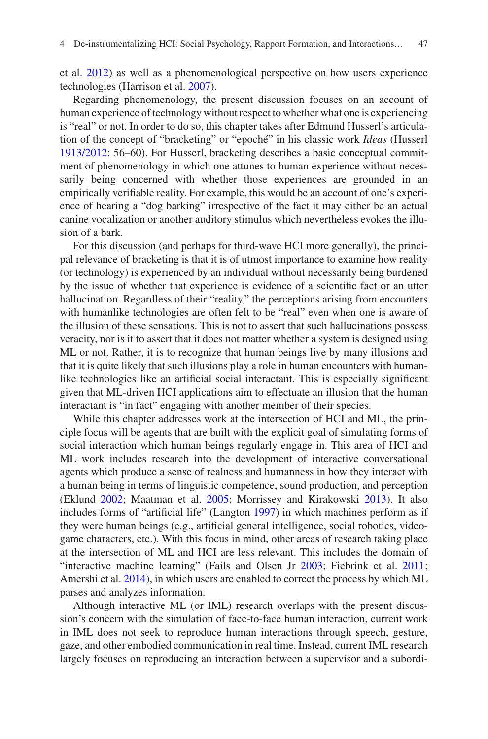et al. 2012) as well as a phenomenological perspective on how users experience technologies (Harrison et al. 2007).

Regarding phenomenology, the present discussion focuses on an account of human experience of technology without respect to whether what one is experiencing is "real" or not. In order to do so, this chapter takes after Edmund Husserl's articulation of the concept of "bracketing" or "epoché" in his classic work *Ideas* (Husserl 1913/2012: 56–60). For Husserl, bracketing describes a basic conceptual commitment of phenomenology in which one attunes to human experience without necessarily being concerned with whether those experiences are grounded in an empirically verifiable reality. For example, this would be an account of one's experience of hearing a "dog barking" irrespective of the fact it may either be an actual canine vocalization or another auditory stimulus which nevertheless evokes the illusion of a bark.

For this discussion (and perhaps for third-wave HCI more generally), the principal relevance of bracketing is that it is of utmost importance to examine how reality (or technology) is experienced by an individual without necessarily being burdened by the issue of whether that experience is evidence of a scientific fact or an utter hallucination. Regardless of their "reality," the perceptions arising from encounters with humanlike technologies are often felt to be "real" even when one is aware of the illusion of these sensations. This is not to assert that such hallucinations possess veracity, nor is it to assert that it does not matter whether a system is designed using ML or not. Rather, it is to recognize that human beings live by many illusions and that it is quite likely that such illusions play a role in human encounters with humanlike technologies like an artificial social interactant. This is especially significant given that ML-driven HCI applications aim to effectuate an illusion that the human interactant is "in fact" engaging with another member of their species.

While this chapter addresses work at the intersection of HCI and ML, the principle focus will be agents that are built with the explicit goal of simulating forms of social interaction which human beings regularly engage in. This area of HCI and ML work includes research into the development of interactive conversational agents which produce a sense of realness and humanness in how they interact with a human being in terms of linguistic competence, sound production, and perception (Eklund 2002; Maatman et al. 2005; Morrissey and Kirakowski 2013). It also includes forms of "artificial life" (Langton 1997) in which machines perform as if they were human beings (e.g., artificial general intelligence, social robotics, videogame characters, etc.). With this focus in mind, other areas of research taking place at the intersection of ML and HCI are less relevant. This includes the domain of "interactive machine learning" (Fails and Olsen Jr 2003; Fiebrink et al. 2011; Amershi et al. 2014), in which users are enabled to correct the process by which ML parses and analyzes information.

Although interactive ML (or IML) research overlaps with the present discussion's concern with the simulation of face-to-face human interaction, current work in IML does not seek to reproduce human interactions through speech, gesture, gaze, and other embodied communication in real time. Instead, current IML research largely focuses on reproducing an interaction between a supervisor and a subordi-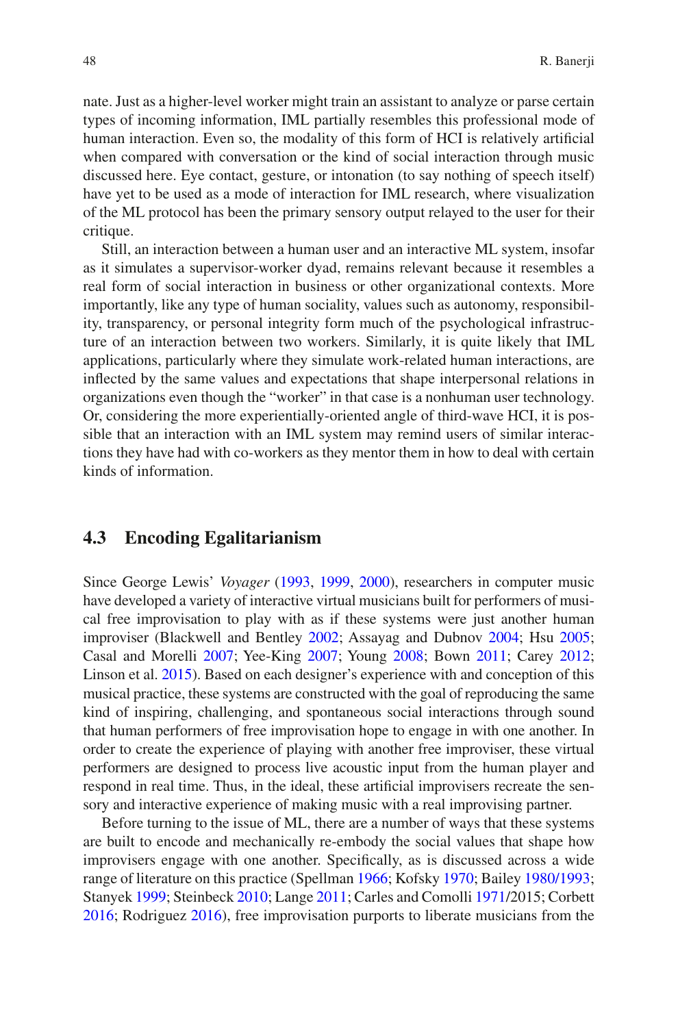nate. Just as a higher-level worker might train an assistant to analyze or parse certain types of incoming information, IML partially resembles this professional mode of human interaction. Even so, the modality of this form of HCI is relatively artificial when compared with conversation or the kind of social interaction through music discussed here. Eye contact, gesture, or intonation (to say nothing of speech itself) have yet to be used as a mode of interaction for IML research, where visualization of the ML protocol has been the primary sensory output relayed to the user for their critique.

Still, an interaction between a human user and an interactive ML system, insofar as it simulates a supervisor-worker dyad, remains relevant because it resembles a real form of social interaction in business or other organizational contexts. More importantly, like any type of human sociality, values such as autonomy, responsibility, transparency, or personal integrity form much of the psychological infrastructure of an interaction between two workers. Similarly, it is quite likely that IML applications, particularly where they simulate work-related human interactions, are inflected by the same values and expectations that shape interpersonal relations in organizations even though the "worker" in that case is a nonhuman user technology. Or, considering the more experientially-oriented angle of third-wave HCI, it is possible that an interaction with an IML system may remind users of similar interactions they have had with co-workers as they mentor them in how to deal with certain kinds of information.

## 4.3 Encoding Egalitarianism

Since George Lewis' *Voyager* (1993, 1999, 2000), researchers in computer music have developed a variety of interactive virtual musicians built for performers of musical free improvisation to play with as if these systems were just another human improviser (Blackwell and Bentley 2002; Assayag and Dubnov 2004; Hsu 2005; Casal and Morelli 2007; Yee-King 2007; Young 2008; Bown 2011; Carey 2012; Linson et al. 2015). Based on each designer's experience with and conception of this musical practice, these systems are constructed with the goal of reproducing the same kind of inspiring, challenging, and spontaneous social interactions through sound that human performers of free improvisation hope to engage in with one another. In order to create the experience of playing with another free improviser, these virtual performers are designed to process live acoustic input from the human player and respond in real time. Thus, in the ideal, these artificial improvisers recreate the sensory and interactive experience of making music with a real improvising partner.

Before turning to the issue of ML, there are a number of ways that these systems are built to encode and mechanically re-embody the social values that shape how improvisers engage with one another. Specifically, as is discussed across a wide range of literature on this practice (Spellman 1966; Kofsky 1970; Bailey 1980/1993; Stanyek 1999; Steinbeck 2010; Lange 2011; Carles and Comolli 1971/2015; Corbett 2016; Rodriguez 2016), free improvisation purports to liberate musicians from the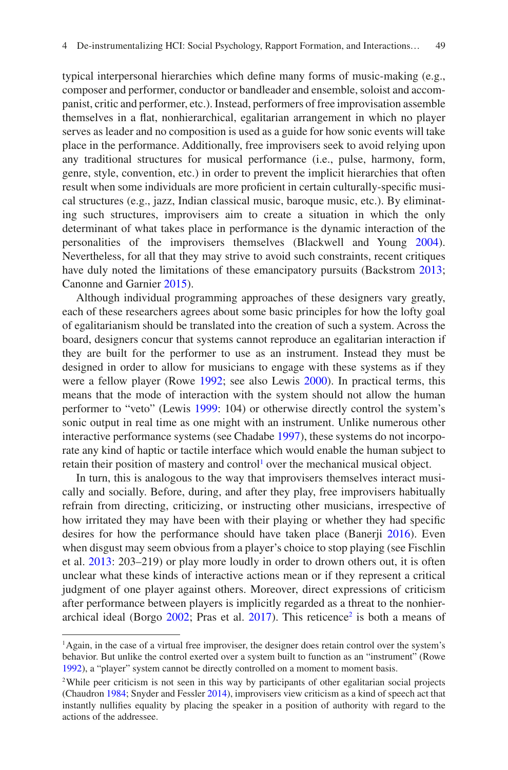typical interpersonal hierarchies which define many forms of music-making (e.g., composer and performer, conductor or bandleader and ensemble, soloist and accompanist, critic and performer, etc.). Instead, performers of free improvisation assemble themselves in a flat, nonhierarchical, egalitarian arrangement in which no player serves as leader and no composition is used as a guide for how sonic events will take place in the performance. Additionally, free improvisers seek to avoid relying upon any traditional structures for musical performance (i.e., pulse, harmony, form, genre, style, convention, etc.) in order to prevent the implicit hierarchies that often result when some individuals are more proficient in certain culturally-specific musical structures (e.g., jazz, Indian classical music, baroque music, etc.). By eliminating such structures, improvisers aim to create a situation in which the only determinant of what takes place in performance is the dynamic interaction of the personalities of the improvisers themselves (Blackwell and Young 2004). Nevertheless, for all that they may strive to avoid such constraints, recent critiques have duly noted the limitations of these emancipatory pursuits (Backstrom 2013; Canonne and Garnier 2015).

Although individual programming approaches of these designers vary greatly, each of these researchers agrees about some basic principles for how the lofty goal of egalitarianism should be translated into the creation of such a system. Across the board, designers concur that systems cannot reproduce an egalitarian interaction if they are built for the performer to use as an instrument. Instead they must be designed in order to allow for musicians to engage with these systems as if they were a fellow player (Rowe 1992; see also Lewis 2000). In practical terms, this means that the mode of interaction with the system should not allow the human performer to "veto" (Lewis 1999: 104) or otherwise directly control the system's sonic output in real time as one might with an instrument. Unlike numerous other interactive performance systems (see Chadabe 1997), these systems do not incorporate any kind of haptic or tactile interface which would enable the human subject to retain their position of mastery and control[1] over the mechanical musical object.

In turn, this is analogous to the way that improvisers themselves interact musically and socially. Before, during, and after they play, free improvisers habitually refrain from directing, criticizing, or instructing other musicians, irrespective of how irritated they may have been with their playing or whether they had specific desires for how the performance should have taken place (Banerji 2016). Even when disgust may seem obvious from a player's choice to stop playing (see Fischlin et al. 2013: 203–219) or play more loudly in order to drown others out, it is often unclear what these kinds of interactive actions mean or if they represent a critical judgment of one player against others. Moreover, direct expressions of criticism after performance between players is implicitly regarded as a threat to the nonhierarchical ideal (Borgo 2002; Pras et al. 2017). This reticence[2] is both a means of

---

[1]Again, in the case of a virtual free improviser, the designer does retain control over the system's behavior. But unlike the control exerted over a system built to function as an "instrument" (Rowe 1992), a "player" system cannot be directly controlled on a moment to moment basis.

[2]While peer criticism is not seen in this way by participants of other egalitarian social projects (Chaudron 1984; Snyder and Fessler 2014), improvisers view criticism as a kind of speech act that instantly nullifies equality by placing the speaker in a position of authority with regard to the actions of the addressee.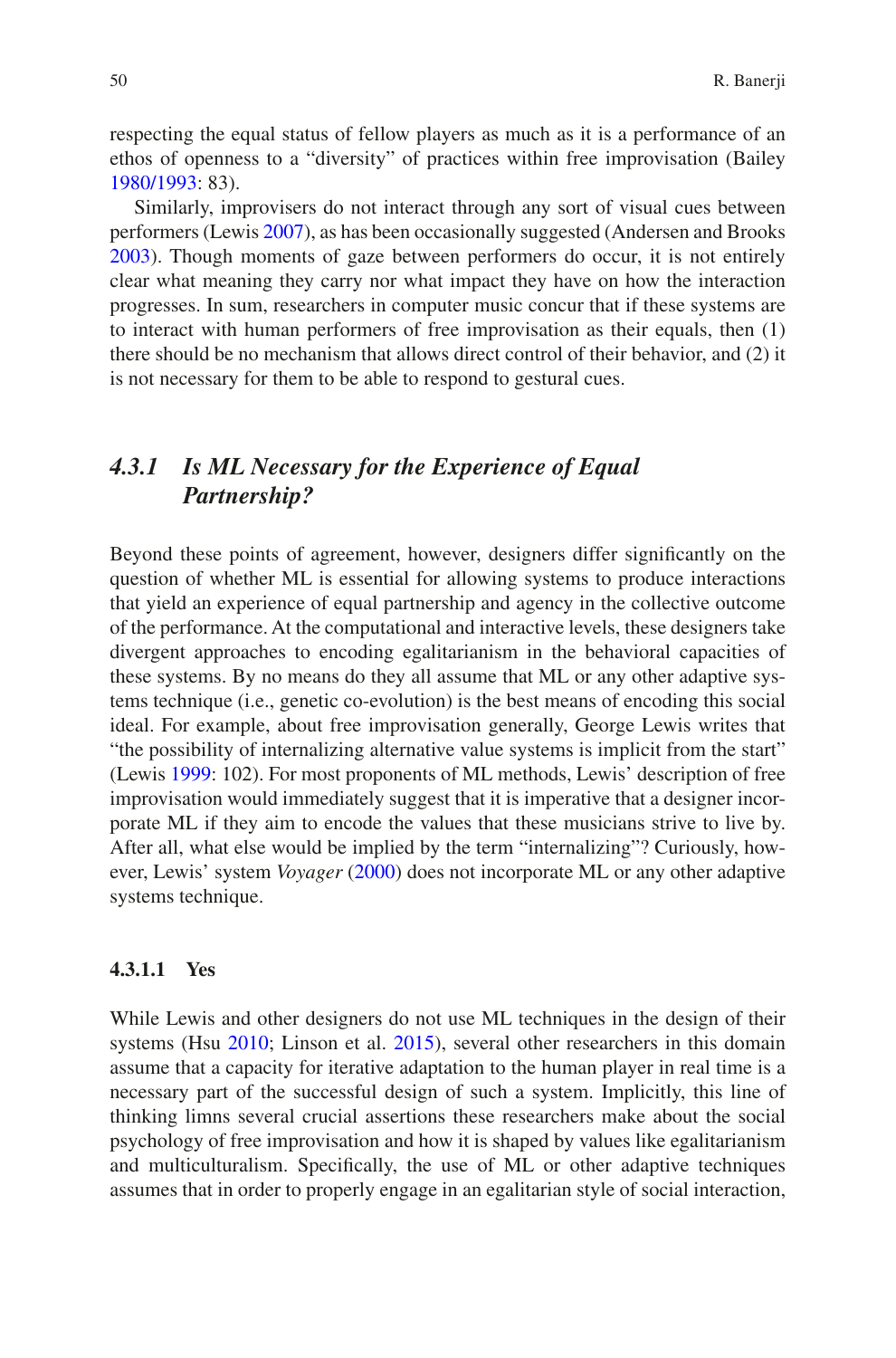respecting the equal status of fellow players as much as it is a performance of an ethos of openness to a "diversity" of practices within free improvisation (Bailey 1980/1993: 83).

Similarly, improvisers do not interact through any sort of visual cues between performers (Lewis 2007), as has been occasionally suggested (Andersen and Brooks 2003). Though moments of gaze between performers do occur, it is not entirely clear what meaning they carry nor what impact they have on how the interaction progresses. In sum, researchers in computer music concur that if these systems are to interact with human performers of free improvisation as their equals, then (1) there should be no mechanism that allows direct control of their behavior, and (2) it is not necessary for them to be able to respond to gestural cues.

### *4.3.1 Is ML Necessary for the Experience of Equal Partnership?*

Beyond these points of agreement, however, designers differ significantly on the question of whether ML is essential for allowing systems to produce interactions that yield an experience of equal partnership and agency in the collective outcome of the performance. At the computational and interactive levels, these designers take divergent approaches to encoding egalitarianism in the behavioral capacities of these systems. By no means do they all assume that ML or any other adaptive systems technique (i.e., genetic co-evolution) is the best means of encoding this social ideal. For example, about free improvisation generally, George Lewis writes that "the possibility of internalizing alternative value systems is implicit from the start" (Lewis 1999: 102). For most proponents of ML methods, Lewis' description of free improvisation would immediately suggest that it is imperative that a designer incorporate ML if they aim to encode the values that these musicians strive to live by. After all, what else would be implied by the term "internalizing"? Curiously, however, Lewis' system *Voyager* (2000) does not incorporate ML or any other adaptive systems technique.

#### 4.3.1.1 Yes

While Lewis and other designers do not use ML techniques in the design of their systems (Hsu 2010; Linson et al. 2015), several other researchers in this domain assume that a capacity for iterative adaptation to the human player in real time is a necessary part of the successful design of such a system. Implicitly, this line of thinking limns several crucial assertions these researchers make about the social psychology of free improvisation and how it is shaped by values like egalitarianism and multiculturalism. Specifically, the use of ML or other adaptive techniques assumes that in order to properly engage in an egalitarian style of social interaction,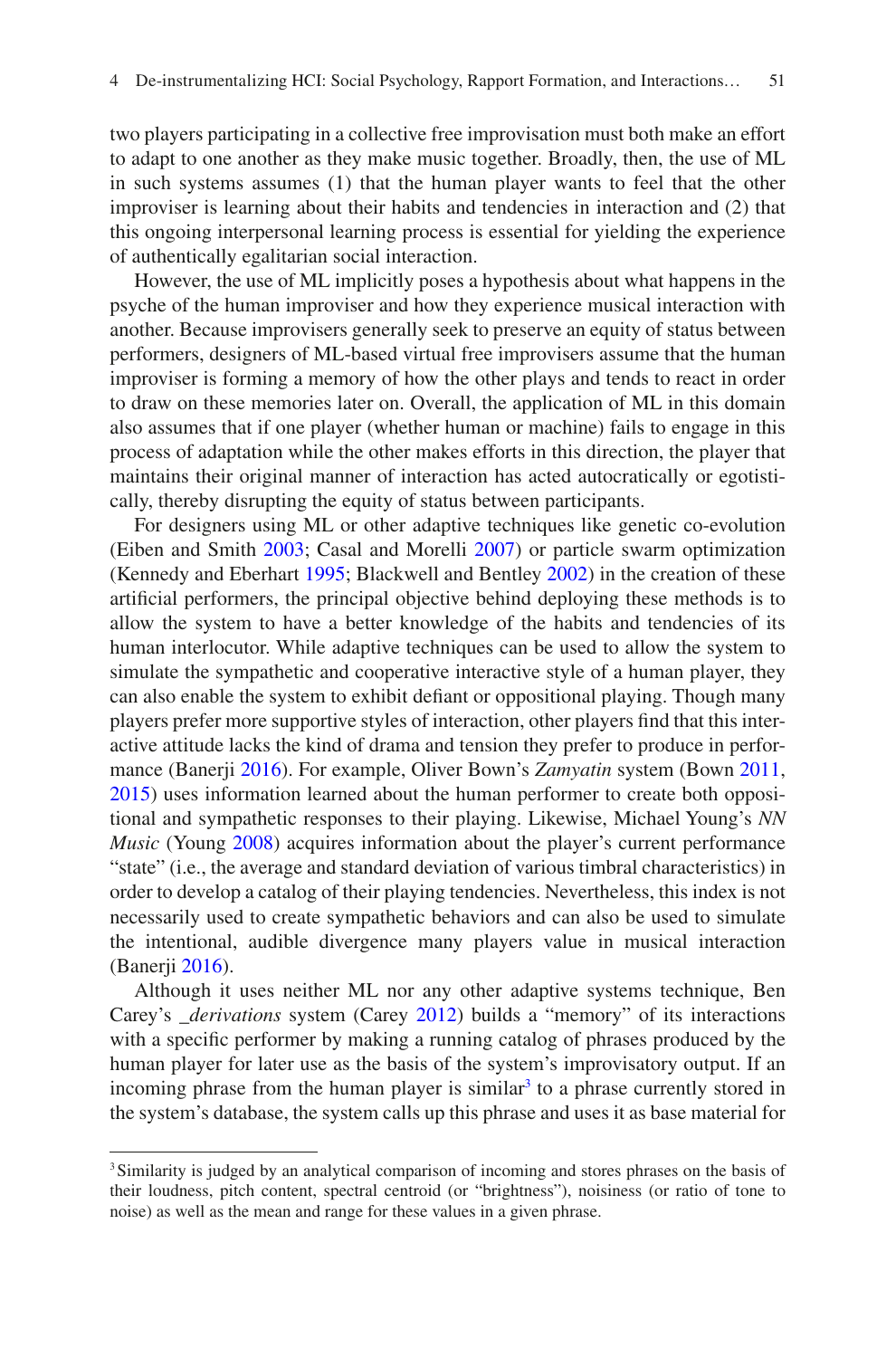two players participating in a collective free improvisation must both make an effort to adapt to one another as they make music together. Broadly, then, the use of ML in such systems assumes (1) that the human player wants to feel that the other improviser is learning about their habits and tendencies in interaction and (2) that this ongoing interpersonal learning process is essential for yielding the experience of authentically egalitarian social interaction.

However, the use of ML implicitly poses a hypothesis about what happens in the psyche of the human improviser and how they experience musical interaction with another. Because improvisers generally seek to preserve an equity of status between performers, designers of ML-based virtual free improvisers assume that the human improviser is forming a memory of how the other plays and tends to react in order to draw on these memories later on. Overall, the application of ML in this domain also assumes that if one player (whether human or machine) fails to engage in this process of adaptation while the other makes efforts in this direction, the player that maintains their original manner of interaction has acted autocratically or egotistically, thereby disrupting the equity of status between participants.

For designers using ML or other adaptive techniques like genetic co-evolution (Eiben and Smith 2003; Casal and Morelli 2007) or particle swarm optimization (Kennedy and Eberhart 1995; Blackwell and Bentley 2002) in the creation of these artificial performers, the principal objective behind deploying these methods is to allow the system to have a better knowledge of the habits and tendencies of its human interlocutor. While adaptive techniques can be used to allow the system to simulate the sympathetic and cooperative interactive style of a human player, they can also enable the system to exhibit defiant or oppositional playing. Though many players prefer more supportive styles of interaction, other players find that this interactive attitude lacks the kind of drama and tension they prefer to produce in performance (Banerji 2016). For example, Oliver Bown's *Zamyatin* system (Bown 2011, 2015) uses information learned about the human performer to create both oppositional and sympathetic responses to their playing. Likewise, Michael Young's *NN Music* (Young 2008) acquires information about the player's current performance "state" (i.e., the average and standard deviation of various timbral characteristics) in order to develop a catalog of their playing tendencies. Nevertheless, this index is not necessarily used to create sympathetic behaviors and can also be used to simulate the intentional, audible divergence many players value in musical interaction (Banerji 2016).

Although it uses neither ML nor any other adaptive systems technique, Ben Carey's *_derivations* system (Carey 2012) builds a "memory" of its interactions with a specific performer by making a running catalog of phrases produced by the human player for later use as the basis of the system's improvisatory output. If an incoming phrase from the human player is similar[3] to a phrase currently stored in the system's database, the system calls up this phrase and uses it as base material for

[3] Similarity is judged by an analytical comparison of incoming and stores phrases on the basis of their loudness, pitch content, spectral centroid (or "brightness"), noisiness (or ratio of tone to noise) as well as the mean and range for these values in a given phrase.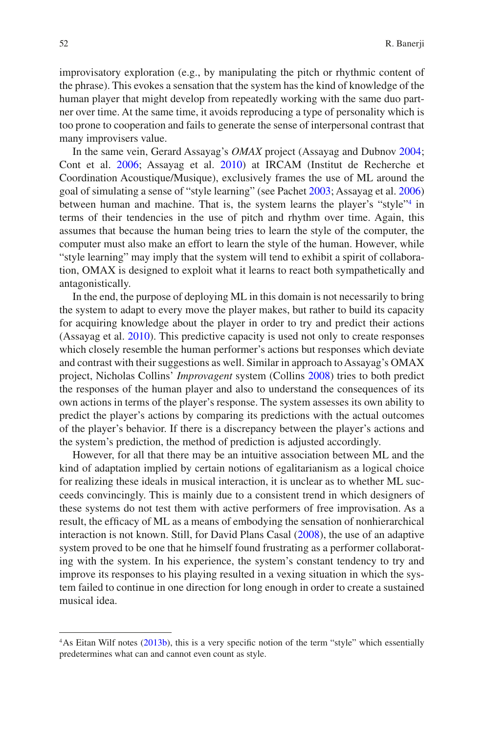improvisatory exploration (e.g., by manipulating the pitch or rhythmic content of the phrase). This evokes a sensation that the system has the kind of knowledge of the human player that might develop from repeatedly working with the same duo partner over time. At the same time, it avoids reproducing a type of personality which is too prone to cooperation and fails to generate the sense of interpersonal contrast that many improvisers value.

In the same vein, Gerard Assayag's *OMAX* project (Assayag and Dubnov 2004; Cont et al. 2006; Assayag et al. 2010) at IRCAM (Institut de Recherche et Coordination Acoustique/Musique), exclusively frames the use of ML around the goal of simulating a sense of "style learning" (see Pachet 2003; Assayag et al. 2006) between human and machine. That is, the system learns the player's "style"[4] in terms of their tendencies in the use of pitch and rhythm over time. Again, this assumes that because the human being tries to learn the style of the computer, the computer must also make an effort to learn the style of the human. However, while "style learning" may imply that the system will tend to exhibit a spirit of collaboration, OMAX is designed to exploit what it learns to react both sympathetically and antagonistically.

In the end, the purpose of deploying ML in this domain is not necessarily to bring the system to adapt to every move the player makes, but rather to build its capacity for acquiring knowledge about the player in order to try and predict their actions (Assayag et al. 2010). This predictive capacity is used not only to create responses which closely resemble the human performer's actions but responses which deviate and contrast with their suggestions as well. Similar in approach to Assayag's OMAX project, Nicholas Collins' *Improvagent* system (Collins 2008) tries to both predict the responses of the human player and also to understand the consequences of its own actions in terms of the player's response. The system assesses its own ability to predict the player's actions by comparing its predictions with the actual outcomes of the player's behavior. If there is a discrepancy between the player's actions and the system's prediction, the method of prediction is adjusted accordingly.

However, for all that there may be an intuitive association between ML and the kind of adaptation implied by certain notions of egalitarianism as a logical choice for realizing these ideals in musical interaction, it is unclear as to whether ML succeeds convincingly. This is mainly due to a consistent trend in which designers of these systems do not test them with active performers of free improvisation. As a result, the efficacy of ML as a means of embodying the sensation of nonhierarchical interaction is not known. Still, for David Plans Casal (2008), the use of an adaptive system proved to be one that he himself found frustrating as a performer collaborating with the system. In his experience, the system's constant tendency to try and improve its responses to his playing resulted in a vexing situation in which the system failed to continue in one direction for long enough in order to create a sustained musical idea.

---

[4] As Eitan Wilf notes (2013b), this is a very specific notion of the term "style" which essentially predetermines what can and cannot even count as style.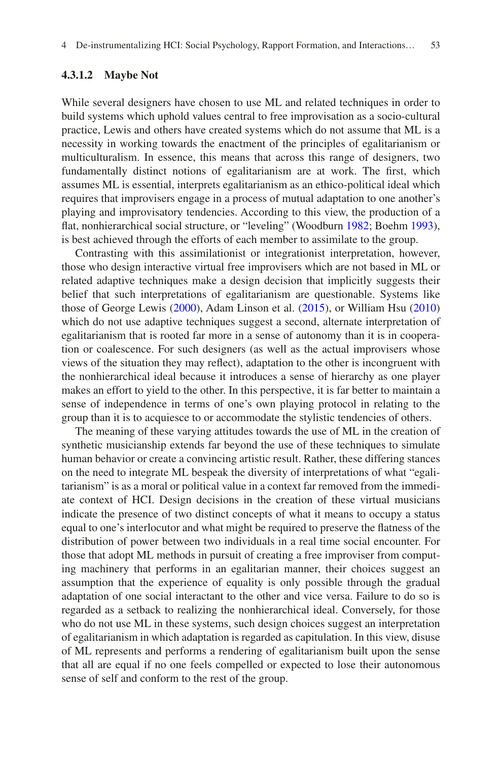#### 4.3.1.2 Maybe Not

While several designers have chosen to use ML and related techniques in order to build systems which uphold values central to free improvisation as a socio-cultural practice, Lewis and others have created systems which do not assume that ML is a necessity in working towards the enactment of the principles of egalitarianism or multiculturalism. In essence, this means that across this range of designers, two fundamentally distinct notions of egalitarianism are at work. The first, which assumes ML is essential, interprets egalitarianism as an ethico-political ideal which requires that improvisers engage in a process of mutual adaptation to one another's playing and improvisatory tendencies. According to this view, the production of a flat, nonhierarchical social structure, or "leveling" (Woodburn 1982; Boehm 1993), is best achieved through the efforts of each member to assimilate to the group.

Contrasting with this assimilationist or integrationist interpretation, however, those who design interactive virtual free improvisers which are not based in ML or related adaptive techniques make a design decision that implicitly suggests their belief that such interpretations of egalitarianism are questionable. Systems like those of George Lewis (2000), Adam Linson et al. (2015), or William Hsu (2010) which do not use adaptive techniques suggest a second, alternate interpretation of egalitarianism that is rooted far more in a sense of autonomy than it is in cooperation or coalescence. For such designers (as well as the actual improvisers whose views of the situation they may reflect), adaptation to the other is incongruent with the nonhierarchical ideal because it introduces a sense of hierarchy as one player makes an effort to yield to the other. In this perspective, it is far better to maintain a sense of independence in terms of one's own playing protocol in relating to the group than it is to acquiesce to or accommodate the stylistic tendencies of others.

The meaning of these varying attitudes towards the use of ML in the creation of synthetic musicianship extends far beyond the use of these techniques to simulate human behavior or create a convincing artistic result. Rather, these differing stances on the need to integrate ML bespeak the diversity of interpretations of what "egalitarianism" is as a moral or political value in a context far removed from the immediate context of HCI. Design decisions in the creation of these virtual musicians indicate the presence of two distinct concepts of what it means to occupy a status equal to one's interlocutor and what might be required to preserve the flatness of the distribution of power between two individuals in a real time social encounter. For those that adopt ML methods in pursuit of creating a free improviser from computing machinery that performs in an egalitarian manner, their choices suggest an assumption that the experience of equality is only possible through the gradual adaptation of one social interactant to the other and vice versa. Failure to do so is regarded as a setback to realizing the nonhierarchical ideal. Conversely, for those who do not use ML in these systems, such design choices suggest an interpretation of egalitarianism in which adaptation is regarded as capitulation. In this view, disuse of ML represents and performs a rendering of egalitarianism built upon the sense that all are equal if no one feels compelled or expected to lose their autonomous sense of self and conform to the rest of the group.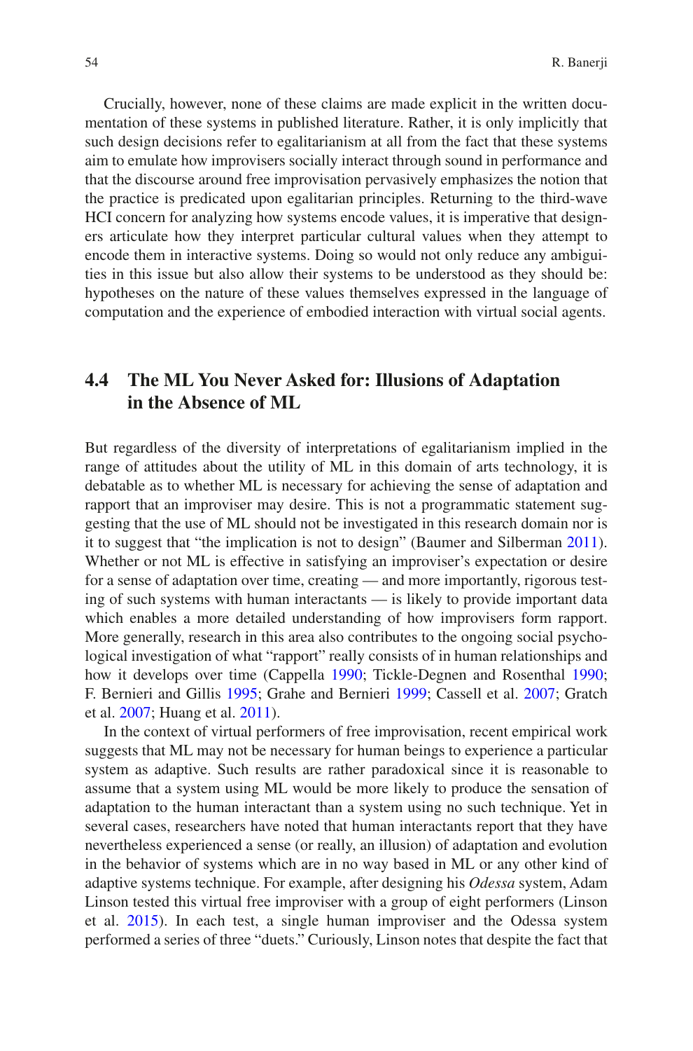Crucially, however, none of these claims are made explicit in the written documentation of these systems in published literature. Rather, it is only implicitly that such design decisions refer to egalitarianism at all from the fact that these systems aim to emulate how improvisers socially interact through sound in performance and that the discourse around free improvisation pervasively emphasizes the notion that the practice is predicated upon egalitarian principles. Returning to the third-wave HCI concern for analyzing how systems encode values, it is imperative that designers articulate how they interpret particular cultural values when they attempt to encode them in interactive systems. Doing so would not only reduce any ambiguities in this issue but also allow their systems to be understood as they should be: hypotheses on the nature of these values themselves expressed in the language of computation and the experience of embodied interaction with virtual social agents.

## 4.4 The ML You Never Asked for: Illusions of Adaptation in the Absence of ML

But regardless of the diversity of interpretations of egalitarianism implied in the range of attitudes about the utility of ML in this domain of arts technology, it is debatable as to whether ML is necessary for achieving the sense of adaptation and rapport that an improviser may desire. This is not a programmatic statement suggesting that the use of ML should not be investigated in this research domain nor is it to suggest that "the implication is not to design" (Baumer and Silberman 2011). Whether or not ML is effective in satisfying an improviser's expectation or desire for a sense of adaptation over time, creating — and more importantly, rigorous testing of such systems with human interactants — is likely to provide important data which enables a more detailed understanding of how improvisers form rapport. More generally, research in this area also contributes to the ongoing social psychological investigation of what "rapport" really consists of in human relationships and how it develops over time (Cappella 1990; Tickle-Degnen and Rosenthal 1990; F. Bernieri and Gillis 1995; Grahe and Bernieri 1999; Cassell et al. 2007; Gratch et al. 2007; Huang et al. 2011).

In the context of virtual performers of free improvisation, recent empirical work suggests that ML may not be necessary for human beings to experience a particular system as adaptive. Such results are rather paradoxical since it is reasonable to assume that a system using ML would be more likely to produce the sensation of adaptation to the human interactant than a system using no such technique. Yet in several cases, researchers have noted that human interactants report that they have nevertheless experienced a sense (or really, an illusion) of adaptation and evolution in the behavior of systems which are in no way based in ML or any other kind of adaptive systems technique. For example, after designing his *Odessa* system, Adam Linson tested this virtual free improviser with a group of eight performers (Linson et al. 2015). In each test, a single human improviser and the Odessa system performed a series of three "duets." Curiously, Linson notes that despite the fact that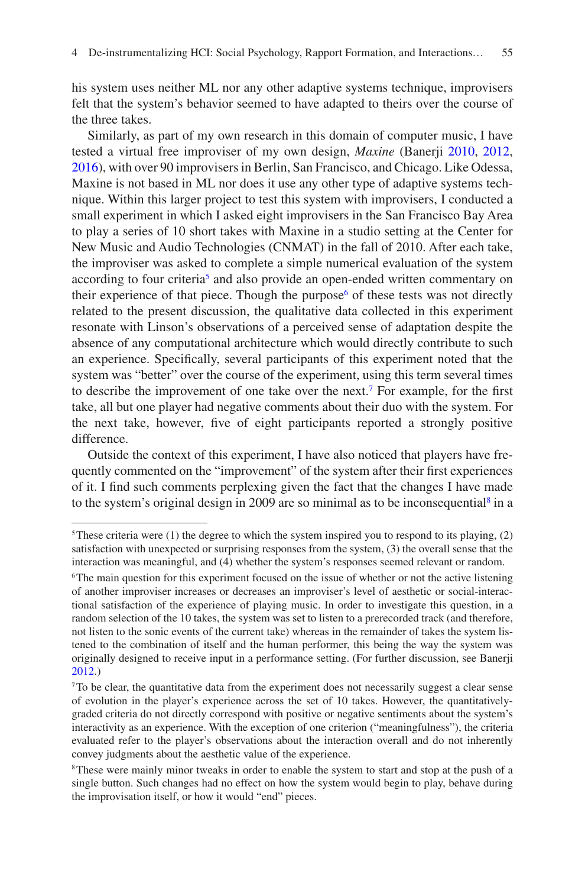his system uses neither ML nor any other adaptive systems technique, improvisers felt that the system's behavior seemed to have adapted to theirs over the course of the three takes.

Similarly, as part of my own research in this domain of computer music, I have tested a virtual free improviser of my own design, *Maxine* (Banerji 2010, 2012, 2016), with over 90 improvisers in Berlin, San Francisco, and Chicago. Like Odessa, Maxine is not based in ML nor does it use any other type of adaptive systems technique. Within this larger project to test this system with improvisers, I conducted a small experiment in which I asked eight improvisers in the San Francisco Bay Area to play a series of 10 short takes with Maxine in a studio setting at the Center for New Music and Audio Technologies (CNMAT) in the fall of 2010. After each take, the improviser was asked to complete a simple numerical evaluation of the system according to four criteria[5] and also provide an open-ended written commentary on their experience of that piece. Though the purpose[6] of these tests was not directly related to the present discussion, the qualitative data collected in this experiment resonate with Linson's observations of a perceived sense of adaptation despite the absence of any computational architecture which would directly contribute to such an experience. Specifically, several participants of this experiment noted that the system was "better" over the course of the experiment, using this term several times to describe the improvement of one take over the next.[7] For example, for the first take, all but one player had negative comments about their duo with the system. For the next take, however, five of eight participants reported a strongly positive difference.

Outside the context of this experiment, I have also noticed that players have frequently commented on the "improvement" of the system after their first experiences of it. I find such comments perplexing given the fact that the changes I have made to the system's original design in 2009 are so minimal as to be inconsequential[8] in a

---

[5] These criteria were (1) the degree to which the system inspired you to respond to its playing, (2) satisfaction with unexpected or surprising responses from the system, (3) the overall sense that the interaction was meaningful, and (4) whether the system's responses seemed relevant or random.

[6] The main question for this experiment focused on the issue of whether or not the active listening of another improviser increases or decreases an improviser's level of aesthetic or social-interactional satisfaction of the experience of playing music. In order to investigate this question, in a random selection of the 10 takes, the system was set to listen to a prerecorded track (and therefore, not listen to the sonic events of the current take) whereas in the remainder of takes the system listened to the combination of itself and the human performer, this being the way the system was originally designed to receive input in a performance setting. (For further discussion, see Banerji 2012.)

[7] To be clear, the quantitative data from the experiment does not necessarily suggest a clear sense of evolution in the player's experience across the set of 10 takes. However, the quantitatively-graded criteria do not directly correspond with positive or negative sentiments about the system's interactivity as an experience. With the exception of one criterion ("meaningfulness"), the criteria evaluated refer to the player's observations about the interaction overall and do not inherently convey judgments about the aesthetic value of the experience.

[8] These were mainly minor tweaks in order to enable the system to start and stop at the push of a single button. Such changes had no effect on how the system would begin to play, behave during the improvisation itself, or how it would "end" pieces.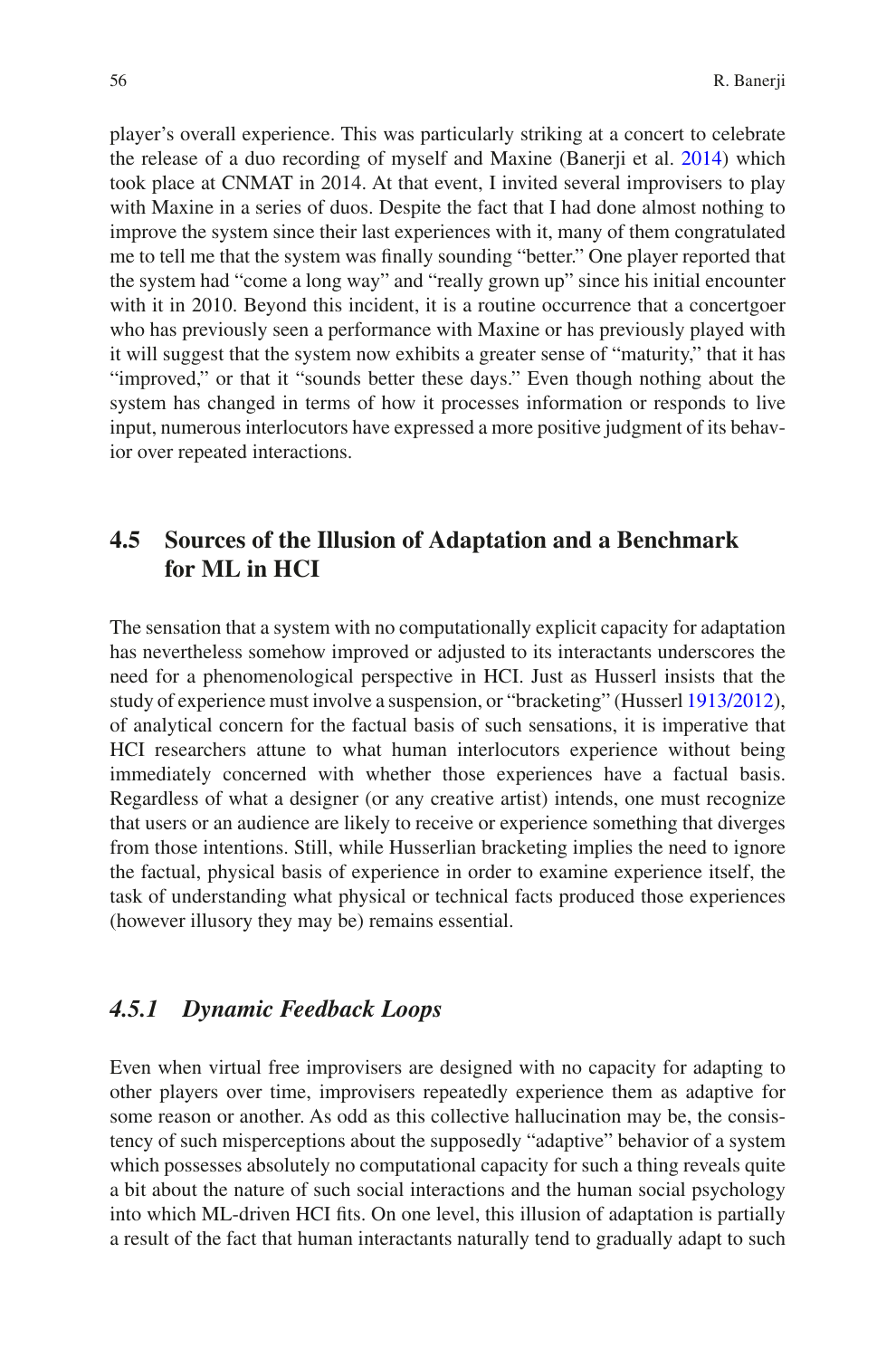player's overall experience. This was particularly striking at a concert to celebrate the release of a duo recording of myself and Maxine (Banerji et al. 2014) which took place at CNMAT in 2014. At that event, I invited several improvisers to play with Maxine in a series of duos. Despite the fact that I had done almost nothing to improve the system since their last experiences with it, many of them congratulated me to tell me that the system was finally sounding "better." One player reported that the system had "come a long way" and "really grown up" since his initial encounter with it in 2010. Beyond this incident, it is a routine occurrence that a concertgoer who has previously seen a performance with Maxine or has previously played with it will suggest that the system now exhibits a greater sense of "maturity," that it has "improved," or that it "sounds better these days." Even though nothing about the system has changed in terms of how it processes information or responds to live input, numerous interlocutors have expressed a more positive judgment of its behavior over repeated interactions.

## 4.5 Sources of the Illusion of Adaptation and a Benchmark for ML in HCI

The sensation that a system with no computationally explicit capacity for adaptation has nevertheless somehow improved or adjusted to its interactants underscores the need for a phenomenological perspective in HCI. Just as Husserl insists that the study of experience must involve a suspension, or "bracketing" (Husserl 1913/2012), of analytical concern for the factual basis of such sensations, it is imperative that HCI researchers attune to what human interlocutors experience without being immediately concerned with whether those experiences have a factual basis. Regardless of what a designer (or any creative artist) intends, one must recognize that users or an audience are likely to receive or experience something that diverges from those intentions. Still, while Husserlian bracketing implies the need to ignore the factual, physical basis of experience in order to examine experience itself, the task of understanding what physical or technical facts produced those experiences (however illusory they may be) remains essential.

### *4.5.1 Dynamic Feedback Loops*

Even when virtual free improvisers are designed with no capacity for adapting to other players over time, improvisers repeatedly experience them as adaptive for some reason or another. As odd as this collective hallucination may be, the consistency of such misperceptions about the supposedly "adaptive" behavior of a system which possesses absolutely no computational capacity for such a thing reveals quite a bit about the nature of such social interactions and the human social psychology into which ML-driven HCI fits. On one level, this illusion of adaptation is partially a result of the fact that human interactants naturally tend to gradually adapt to such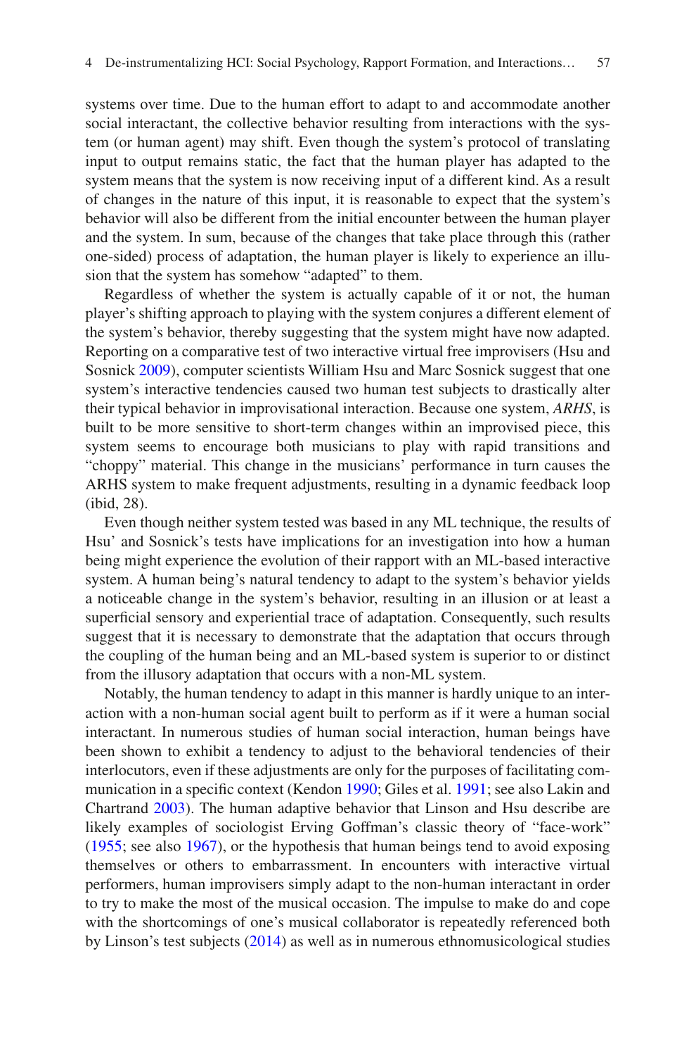systems over time. Due to the human effort to adapt to and accommodate another social interactant, the collective behavior resulting from interactions with the system (or human agent) may shift. Even though the system's protocol of translating input to output remains static, the fact that the human player has adapted to the system means that the system is now receiving input of a different kind. As a result of changes in the nature of this input, it is reasonable to expect that the system's behavior will also be different from the initial encounter between the human player and the system. In sum, because of the changes that take place through this (rather one-sided) process of adaptation, the human player is likely to experience an illusion that the system has somehow "adapted" to them.

Regardless of whether the system is actually capable of it or not, the human player's shifting approach to playing with the system conjures a different element of the system's behavior, thereby suggesting that the system might have now adapted. Reporting on a comparative test of two interactive virtual free improvisers (Hsu and Sosnick 2009), computer scientists William Hsu and Marc Sosnick suggest that one system's interactive tendencies caused two human test subjects to drastically alter their typical behavior in improvisational interaction. Because one system, *ARHS*, is built to be more sensitive to short-term changes within an improvised piece, this system seems to encourage both musicians to play with rapid transitions and "choppy" material. This change in the musicians' performance in turn causes the ARHS system to make frequent adjustments, resulting in a dynamic feedback loop (ibid, 28).

Even though neither system tested was based in any ML technique, the results of Hsu' and Sosnick's tests have implications for an investigation into how a human being might experience the evolution of their rapport with an ML-based interactive system. A human being's natural tendency to adapt to the system's behavior yields a noticeable change in the system's behavior, resulting in an illusion or at least a superficial sensory and experiential trace of adaptation. Consequently, such results suggest that it is necessary to demonstrate that the adaptation that occurs through the coupling of the human being and an ML-based system is superior to or distinct from the illusory adaptation that occurs with a non-ML system.

Notably, the human tendency to adapt in this manner is hardly unique to an interaction with a non-human social agent built to perform as if it were a human social interactant. In numerous studies of human social interaction, human beings have been shown to exhibit a tendency to adjust to the behavioral tendencies of their interlocutors, even if these adjustments are only for the purposes of facilitating communication in a specific context (Kendon 1990; Giles et al. 1991; see also Lakin and Chartrand 2003). The human adaptive behavior that Linson and Hsu describe are likely examples of sociologist Erving Goffman's classic theory of "face-work" (1955; see also 1967), or the hypothesis that human beings tend to avoid exposing themselves or others to embarrassment. In encounters with interactive virtual performers, human improvisers simply adapt to the non-human interactant in order to try to make the most of the musical occasion. The impulse to make do and cope with the shortcomings of one's musical collaborator is repeatedly referenced both by Linson's test subjects (2014) as well as in numerous ethnomusicological studies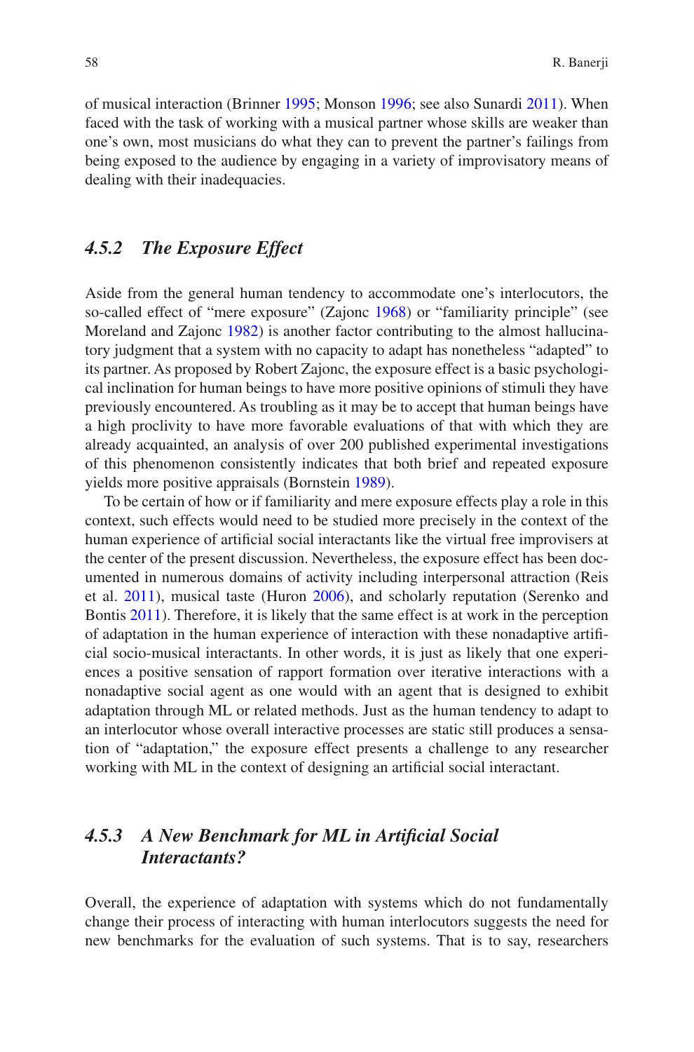of musical interaction (Brinner 1995; Monson 1996; see also Sunardi 2011). When faced with the task of working with a musical partner whose skills are weaker than one's own, most musicians do what they can to prevent the partner's failings from being exposed to the audience by engaging in a variety of improvisatory means of dealing with their inadequacies.

### *4.5.2 The Exposure Effect*

Aside from the general human tendency to accommodate one's interlocutors, the so-called effect of "mere exposure" (Zajonc 1968) or "familiarity principle" (see Moreland and Zajonc 1982) is another factor contributing to the almost hallucinatory judgment that a system with no capacity to adapt has nonetheless "adapted" to its partner. As proposed by Robert Zajonc, the exposure effect is a basic psychological inclination for human beings to have more positive opinions of stimuli they have previously encountered. As troubling as it may be to accept that human beings have a high proclivity to have more favorable evaluations of that with which they are already acquainted, an analysis of over 200 published experimental investigations of this phenomenon consistently indicates that both brief and repeated exposure yields more positive appraisals (Bornstein 1989).

To be certain of how or if familiarity and mere exposure effects play a role in this context, such effects would need to be studied more precisely in the context of the human experience of artificial social interactants like the virtual free improvisers at the center of the present discussion. Nevertheless, the exposure effect has been documented in numerous domains of activity including interpersonal attraction (Reis et al. 2011), musical taste (Huron 2006), and scholarly reputation (Serenko and Bontis 2011). Therefore, it is likely that the same effect is at work in the perception of adaptation in the human experience of interaction with these nonadaptive artificial socio-musical interactants. In other words, it is just as likely that one experiences a positive sensation of rapport formation over iterative interactions with a nonadaptive social agent as one would with an agent that is designed to exhibit adaptation through ML or related methods. Just as the human tendency to adapt to an interlocutor whose overall interactive processes are static still produces a sensation of "adaptation," the exposure effect presents a challenge to any researcher working with ML in the context of designing an artificial social interactant.

### *4.5.3 A New Benchmark for ML in Artificial Social Interactants?*

Overall, the experience of adaptation with systems which do not fundamentally change their process of interacting with human interlocutors suggests the need for new benchmarks for the evaluation of such systems. That is to say, researchers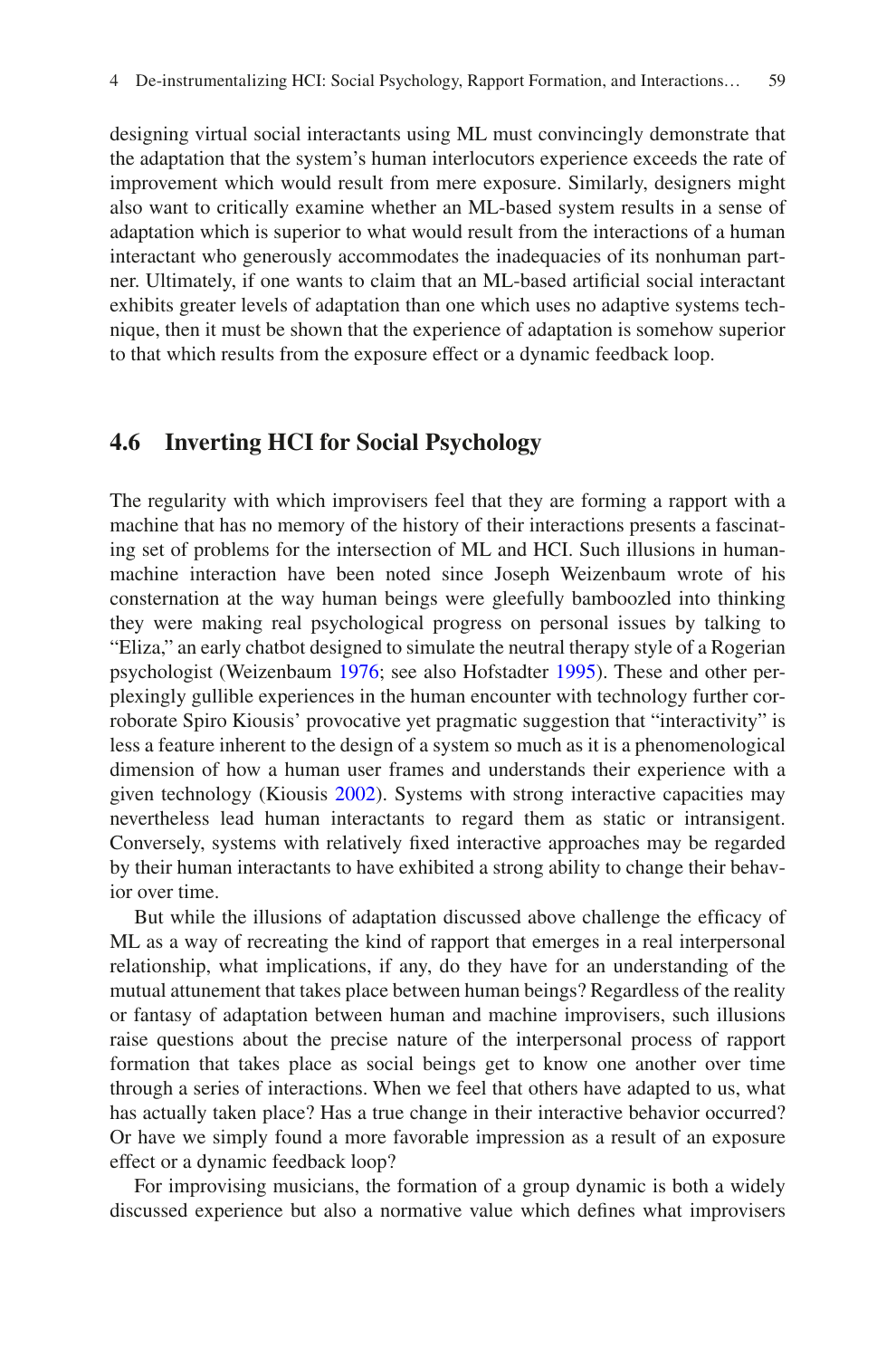designing virtual social interactants using ML must convincingly demonstrate that the adaptation that the system's human interlocutors experience exceeds the rate of improvement which would result from mere exposure. Similarly, designers might also want to critically examine whether an ML-based system results in a sense of adaptation which is superior to what would result from the interactions of a human interactant who generously accommodates the inadequacies of its nonhuman partner. Ultimately, if one wants to claim that an ML-based artificial social interactant exhibits greater levels of adaptation than one which uses no adaptive systems technique, then it must be shown that the experience of adaptation is somehow superior to that which results from the exposure effect or a dynamic feedback loop.

## 4.6 Inverting HCI for Social Psychology

The regularity with which improvisers feel that they are forming a rapport with a machine that has no memory of the history of their interactions presents a fascinating set of problems for the intersection of ML and HCI. Such illusions in human-machine interaction have been noted since Joseph Weizenbaum wrote of his consternation at the way human beings were gleefully bamboozled into thinking they were making real psychological progress on personal issues by talking to "Eliza," an early chatbot designed to simulate the neutral therapy style of a Rogerian psychologist (Weizenbaum 1976; see also Hofstadter 1995). These and other perplexingly gullible experiences in the human encounter with technology further corroborate Spiro Kiousis' provocative yet pragmatic suggestion that "interactivity" is less a feature inherent to the design of a system so much as it is a phenomenological dimension of how a human user frames and understands their experience with a given technology (Kiousis 2002). Systems with strong interactive capacities may nevertheless lead human interactants to regard them as static or intransigent. Conversely, systems with relatively fixed interactive approaches may be regarded by their human interactants to have exhibited a strong ability to change their behavior over time.

But while the illusions of adaptation discussed above challenge the efficacy of ML as a way of recreating the kind of rapport that emerges in a real interpersonal relationship, what implications, if any, do they have for an understanding of the mutual attunement that takes place between human beings? Regardless of the reality or fantasy of adaptation between human and machine improvisers, such illusions raise questions about the precise nature of the interpersonal process of rapport formation that takes place as social beings get to know one another over time through a series of interactions. When we feel that others have adapted to us, what has actually taken place? Has a true change in their interactive behavior occurred? Or have we simply found a more favorable impression as a result of an exposure effect or a dynamic feedback loop?

For improvising musicians, the formation of a group dynamic is both a widely discussed experience but also a normative value which defines what improvisers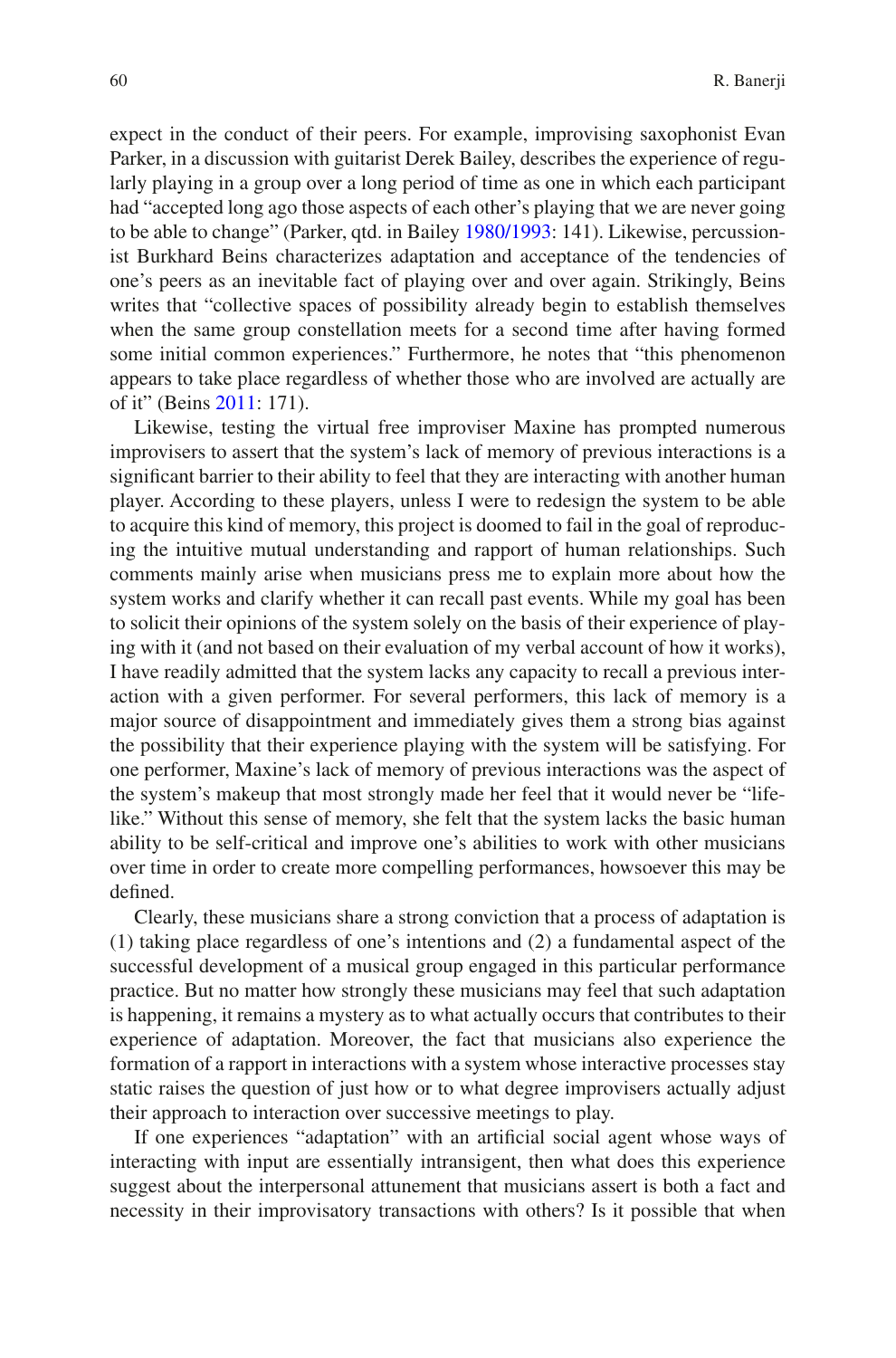expect in the conduct of their peers. For example, improvising saxophonist Evan Parker, in a discussion with guitarist Derek Bailey, describes the experience of regularly playing in a group over a long period of time as one in which each participant had "accepted long ago those aspects of each other's playing that we are never going to be able to change" (Parker, qtd. in Bailey 1980/1993: 141). Likewise, percussionist Burkhard Beins characterizes adaptation and acceptance of the tendencies of one's peers as an inevitable fact of playing over and over again. Strikingly, Beins writes that "collective spaces of possibility already begin to establish themselves when the same group constellation meets for a second time after having formed some initial common experiences." Furthermore, he notes that "this phenomenon appears to take place regardless of whether those who are involved are actually are of it" (Beins 2011: 171).

Likewise, testing the virtual free improviser Maxine has prompted numerous improvisers to assert that the system's lack of memory of previous interactions is a significant barrier to their ability to feel that they are interacting with another human player. According to these players, unless I were to redesign the system to be able to acquire this kind of memory, this project is doomed to fail in the goal of reproducing the intuitive mutual understanding and rapport of human relationships. Such comments mainly arise when musicians press me to explain more about how the system works and clarify whether it can recall past events. While my goal has been to solicit their opinions of the system solely on the basis of their experience of playing with it (and not based on their evaluation of my verbal account of how it works), I have readily admitted that the system lacks any capacity to recall a previous interaction with a given performer. For several performers, this lack of memory is a major source of disappointment and immediately gives them a strong bias against the possibility that their experience playing with the system will be satisfying. For one performer, Maxine's lack of memory of previous interactions was the aspect of the system's makeup that most strongly made her feel that it would never be "lifelike." Without this sense of memory, she felt that the system lacks the basic human ability to be self-critical and improve one's abilities to work with other musicians over time in order to create more compelling performances, howsoever this may be defined.

Clearly, these musicians share a strong conviction that a process of adaptation is (1) taking place regardless of one's intentions and (2) a fundamental aspect of the successful development of a musical group engaged in this particular performance practice. But no matter how strongly these musicians may feel that such adaptation is happening, it remains a mystery as to what actually occurs that contributes to their experience of adaptation. Moreover, the fact that musicians also experience the formation of a rapport in interactions with a system whose interactive processes stay static raises the question of just how or to what degree improvisers actually adjust their approach to interaction over successive meetings to play.

If one experiences "adaptation" with an artificial social agent whose ways of interacting with input are essentially intransigent, then what does this experience suggest about the interpersonal attunement that musicians assert is both a fact and necessity in their improvisatory transactions with others? Is it possible that when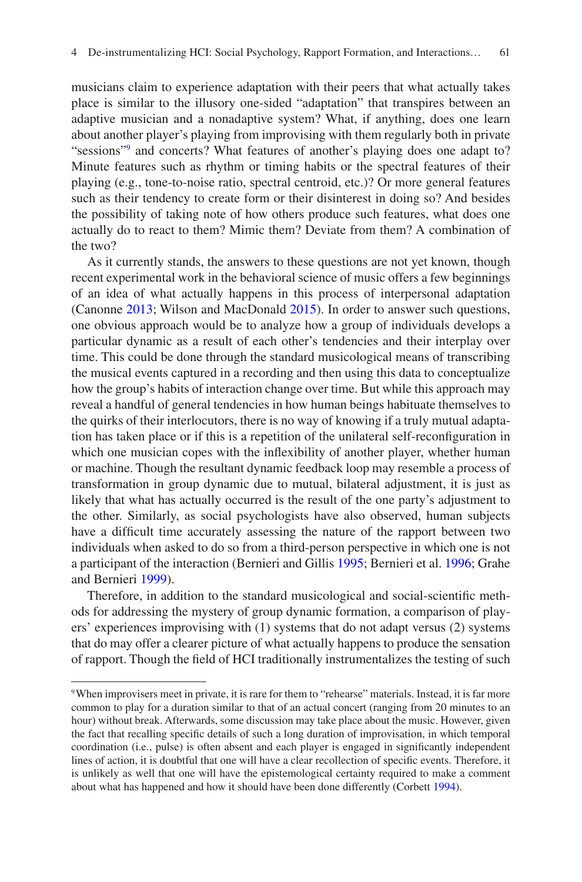musicians claim to experience adaptation with their peers that what actually takes place is similar to the illusory one-sided "adaptation" that transpires between an adaptive musician and a nonadaptive system? What, if anything, does one learn about another player's playing from improvising with them regularly both in private "sessions"[9] and concerts? What features of another's playing does one adapt to? Minute features such as rhythm or timing habits or the spectral features of their playing (e.g., tone-to-noise ratio, spectral centroid, etc.)? Or more general features such as their tendency to create form or their disinterest in doing so? And besides the possibility of taking note of how others produce such features, what does one actually do to react to them? Mimic them? Deviate from them? A combination of the two?

As it currently stands, the answers to these questions are not yet known, though recent experimental work in the behavioral science of music offers a few beginnings of an idea of what actually happens in this process of interpersonal adaptation (Canonne 2013; Wilson and MacDonald 2015). In order to answer such questions, one obvious approach would be to analyze how a group of individuals develops a particular dynamic as a result of each other's tendencies and their interplay over time. This could be done through the standard musicological means of transcribing the musical events captured in a recording and then using this data to conceptualize how the group's habits of interaction change over time. But while this approach may reveal a handful of general tendencies in how human beings habituate themselves to the quirks of their interlocutors, there is no way of knowing if a truly mutual adaptation has taken place or if this is a repetition of the unilateral self-reconfiguration in which one musician copes with the inflexibility of another player, whether human or machine. Though the resultant dynamic feedback loop may resemble a process of transformation in group dynamic due to mutual, bilateral adjustment, it is just as likely that what has actually occurred is the result of the one party's adjustment to the other. Similarly, as social psychologists have also observed, human subjects have a difficult time accurately assessing the nature of the rapport between two individuals when asked to do so from a third-person perspective in which one is not a participant of the interaction (Bernieri and Gillis 1995; Bernieri et al. 1996; Grahe and Bernieri 1999).

Therefore, in addition to the standard musicological and social-scientific methods for addressing the mystery of group dynamic formation, a comparison of players' experiences improvising with (1) systems that do not adapt versus (2) systems that do may offer a clearer picture of what actually happens to produce the sensation of rapport. Though the field of HCI traditionally instrumentalizes the testing of such

[9] When improvisers meet in private, it is rare for them to "rehearse" materials. Instead, it is far more common to play for a duration similar to that of an actual concert (ranging from 20 minutes to an hour) without break. Afterwards, some discussion may take place about the music. However, given the fact that recalling specific details of such a long duration of improvisation, in which temporal coordination (i.e., pulse) is often absent and each player is engaged in significantly independent lines of action, it is doubtful that one will have a clear recollection of specific events. Therefore, it is unlikely as well that one will have the epistemological certainty required to make a comment about what has happened and how it should have been done differently (Corbett 1994).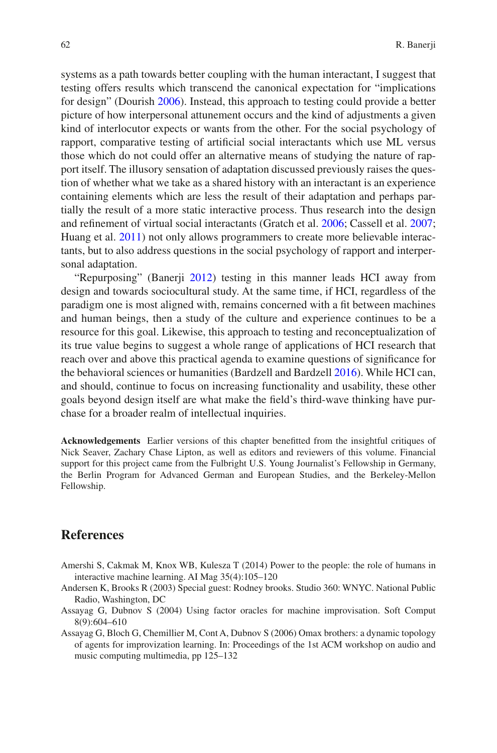systems as a path towards better coupling with the human interactant, I suggest that testing offers results which transcend the canonical expectation for "implications for design" (Dourish 2006). Instead, this approach to testing could provide a better picture of how interpersonal attunement occurs and the kind of adjustments a given kind of interlocutor expects or wants from the other. For the social psychology of rapport, comparative testing of artificial social interactants which use ML versus those which do not could offer an alternative means of studying the nature of rapport itself. The illusory sensation of adaptation discussed previously raises the question of whether what we take as a shared history with an interactant is an experience containing elements which are less the result of their adaptation and perhaps partially the result of a more static interactive process. Thus research into the design and refinement of virtual social interactants (Gratch et al. 2006; Cassell et al. 2007; Huang et al. 2011) not only allows programmers to create more believable interactants, but to also address questions in the social psychology of rapport and interpersonal adaptation.

"Repurposing" (Banerji 2012) testing in this manner leads HCI away from design and towards sociocultural study. At the same time, if HCI, regardless of the paradigm one is most aligned with, remains concerned with a fit between machines and human beings, then a study of the culture and experience continues to be a resource for this goal. Likewise, this approach to testing and reconceptualization of its true value begins to suggest a whole range of applications of HCI research that reach over and above this practical agenda to examine questions of significance for the behavioral sciences or humanities (Bardzell and Bardzell 2016). While HCI can, and should, continue to focus on increasing functionality and usability, these other goals beyond design itself are what make the field's third-wave thinking have purchase for a broader realm of intellectual inquiries.

**Acknowledgements** Earlier versions of this chapter benefitted from the insightful critiques of Nick Seaver, Zachary Chase Lipton, as well as editors and reviewers of this volume. Financial support for this project came from the Fulbright U.S. Young Journalist's Fellowship in Germany, the Berlin Program for Advanced German and European Studies, and the Berkeley-Mellon Fellowship.

## References

Amershi S, Cakmak M, Knox WB, Kulesza T (2014) Power to the people: the role of humans in interactive machine learning. AI Mag 35(4):105–120

Andersen K, Brooks R (2003) Special guest: Rodney brooks. Studio 360: WNYC. National Public Radio, Washington, DC

Assayag G, Dubnov S (2004) Using factor oracles for machine improvisation. Soft Comput 8(9):604–610

Assayag G, Bloch G, Chemillier M, Cont A, Dubnov S (2006) Omax brothers: a dynamic topology of agents for improvization learning. In: Proceedings of the 1st ACM workshop on audio and music computing multimedia, pp 125–132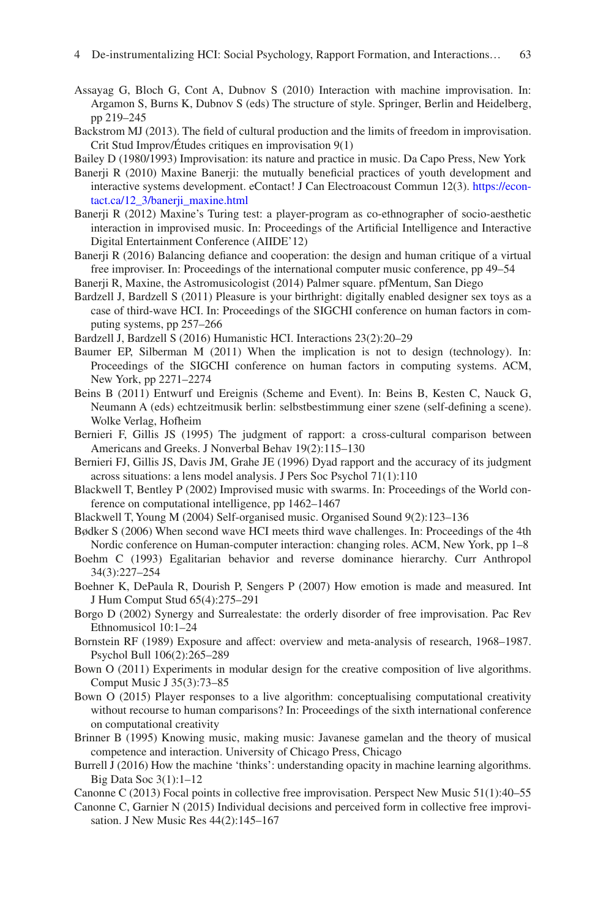Assayag G, Bloch G, Cont A, Dubnov S (2010) Interaction with machine improvisation. In: Argamon S, Burns K, Dubnov S (eds) The structure of style. Springer, Berlin and Heidelberg, pp 219–245

Backstrom MJ (2013). The field of cultural production and the limits of freedom in improvisation. Crit Stud Improv/Études critiques en improvisation 9(1)

Bailey D (1980/1993) Improvisation: its nature and practice in music. Da Capo Press, New York

Banerji R (2010) Maxine Banerji: the mutually beneficial practices of youth development and interactive systems development. eContact! J Can Electroacoust Commun 12(3). https://econtact.ca/12_3/banerji_maxine.html

Banerji R (2012) Maxine's Turing test: a player-program as co-ethnographer of socio-aesthetic interaction in improvised music. In: Proceedings of the Artificial Intelligence and Interactive Digital Entertainment Conference (AIIDE'12)

Banerji R (2016) Balancing defiance and cooperation: the design and human critique of a virtual free improviser. In: Proceedings of the international computer music conference, pp 49–54

Banerji R, Maxine, the Astromusicologist (2014) Palmer square. pfMentum, San Diego

Bardzell J, Bardzell S (2011) Pleasure is your birthright: digitally enabled designer sex toys as a case of third-wave HCI. In: Proceedings of the SIGCHI conference on human factors in computing systems, pp 257–266

Bardzell J, Bardzell S (2016) Humanistic HCI. Interactions 23(2):20–29

Baumer EP, Silberman M (2011) When the implication is not to design (technology). In: Proceedings of the SIGCHI conference on human factors in computing systems. ACM, New York, pp 2271–2274

Beins B (2011) Entwurf und Ereignis (Scheme and Event). In: Beins B, Kesten C, Nauck G, Neumann A (eds) echtzeitmusik berlin: selbstbestimmung einer szene (self-defining a scene). Wolke Verlag, Hofheim

Bernieri F, Gillis JS (1995) The judgment of rapport: a cross-cultural comparison between Americans and Greeks. J Nonverbal Behav 19(2):115–130

Bernieri FJ, Gillis JS, Davis JM, Grahe JE (1996) Dyad rapport and the accuracy of its judgment across situations: a lens model analysis. J Pers Soc Psychol 71(1):110

Blackwell T, Bentley P (2002) Improvised music with swarms. In: Proceedings of the World conference on computational intelligence, pp 1462–1467

Blackwell T, Young M (2004) Self-organised music. Organised Sound 9(2):123–136

Bødker S (2006) When second wave HCI meets third wave challenges. In: Proceedings of the 4th Nordic conference on Human-computer interaction: changing roles. ACM, New York, pp 1–8

Boehm C (1993) Egalitarian behavior and reverse dominance hierarchy. Curr Anthropol 34(3):227–254

Boehner K, DePaula R, Dourish P, Sengers P (2007) How emotion is made and measured. Int J Hum Comput Stud 65(4):275–291

Borgo D (2002) Synergy and Surrealestate: the orderly disorder of free improvisation. Pac Rev Ethnomusicol 10:1–24

Bornstein RF (1989) Exposure and affect: overview and meta-analysis of research, 1968–1987. Psychol Bull 106(2):265–289

Bown O (2011) Experiments in modular design for the creative composition of live algorithms. Comput Music J 35(3):73–85

Bown O (2015) Player responses to a live algorithm: conceptualising computational creativity without recourse to human comparisons? In: Proceedings of the sixth international conference on computational creativity

Brinner B (1995) Knowing music, making music: Javanese gamelan and the theory of musical competence and interaction. University of Chicago Press, Chicago

Burrell J (2016) How the machine 'thinks': understanding opacity in machine learning algorithms. Big Data Soc 3(1):1–12

Canonne C (2013) Focal points in collective free improvisation. Perspect New Music 51(1):40–55

Canonne C, Garnier N (2015) Individual decisions and perceived form in collective free improvisation. J New Music Res 44(2):145–167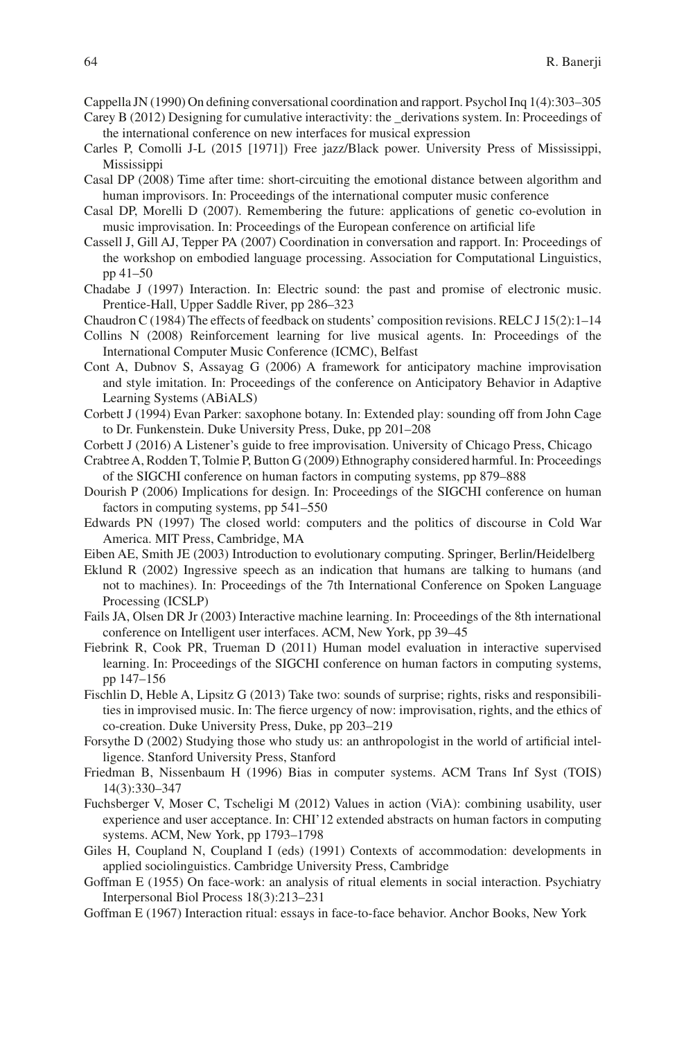Cappella JN (1990) On defining conversational coordination and rapport. Psychol Inq 1(4):303–305

Carey B (2012) Designing for cumulative interactivity: the _derivations system. In: Proceedings of the international conference on new interfaces for musical expression

Carles P, Comolli J-L (2015 [1971]) Free jazz/Black power. University Press of Mississippi, Mississippi

Casal DP (2008) Time after time: short-circuiting the emotional distance between algorithm and human improvisors. In: Proceedings of the international computer music conference

Casal DP, Morelli D (2007). Remembering the future: applications of genetic co-evolution in music improvisation. In: Proceedings of the European conference on artificial life

Cassell J, Gill AJ, Tepper PA (2007) Coordination in conversation and rapport. In: Proceedings of the workshop on embodied language processing. Association for Computational Linguistics, pp 41–50

Chadabe J (1997) Interaction. In: Electric sound: the past and promise of electronic music. Prentice-Hall, Upper Saddle River, pp 286–323

Chaudron C (1984) The effects of feedback on students' composition revisions. RELC J 15(2):1–14

Collins N (2008) Reinforcement learning for live musical agents. In: Proceedings of the International Computer Music Conference (ICMC), Belfast

Cont A, Dubnov S, Assayag G (2006) A framework for anticipatory machine improvisation and style imitation. In: Proceedings of the conference on Anticipatory Behavior in Adaptive Learning Systems (ABiALS)

Corbett J (1994) Evan Parker: saxophone botany. In: Extended play: sounding off from John Cage to Dr. Funkenstein. Duke University Press, Duke, pp 201–208

Corbett J (2016) A Listener's guide to free improvisation. University of Chicago Press, Chicago

Crabtree A, Rodden T, Tolmie P, Button G (2009) Ethnography considered harmful. In: Proceedings of the SIGCHI conference on human factors in computing systems, pp 879–888

Dourish P (2006) Implications for design. In: Proceedings of the SIGCHI conference on human factors in computing systems, pp 541–550

Edwards PN (1997) The closed world: computers and the politics of discourse in Cold War America. MIT Press, Cambridge, MA

Eiben AE, Smith JE (2003) Introduction to evolutionary computing. Springer, Berlin/Heidelberg

Eklund R (2002) Ingressive speech as an indication that humans are talking to humans (and not to machines). In: Proceedings of the 7th International Conference on Spoken Language Processing (ICSLP)

Fails JA, Olsen DR Jr (2003) Interactive machine learning. In: Proceedings of the 8th international conference on Intelligent user interfaces. ACM, New York, pp 39–45

Fiebrink R, Cook PR, Trueman D (2011) Human model evaluation in interactive supervised learning. In: Proceedings of the SIGCHI conference on human factors in computing systems, pp 147–156

Fischlin D, Heble A, Lipsitz G (2013) Take two: sounds of surprise; rights, risks and responsibilities in improvised music. In: The fierce urgency of now: improvisation, rights, and the ethics of co-creation. Duke University Press, Duke, pp 203–219

Forsythe D (2002) Studying those who study us: an anthropologist in the world of artificial intelligence. Stanford University Press, Stanford

Friedman B, Nissenbaum H (1996) Bias in computer systems. ACM Trans Inf Syst (TOIS) 14(3):330–347

Fuchsberger V, Moser C, Tscheligi M (2012) Values in action (ViA): combining usability, user experience and user acceptance. In: CHI'12 extended abstracts on human factors in computing systems. ACM, New York, pp 1793–1798

Giles H, Coupland N, Coupland I (eds) (1991) Contexts of accommodation: developments in applied sociolinguistics. Cambridge University Press, Cambridge

Goffman E (1955) On face-work: an analysis of ritual elements in social interaction. Psychiatry Interpersonal Biol Process 18(3):213–231

Goffman E (1967) Interaction ritual: essays in face-to-face behavior. Anchor Books, New York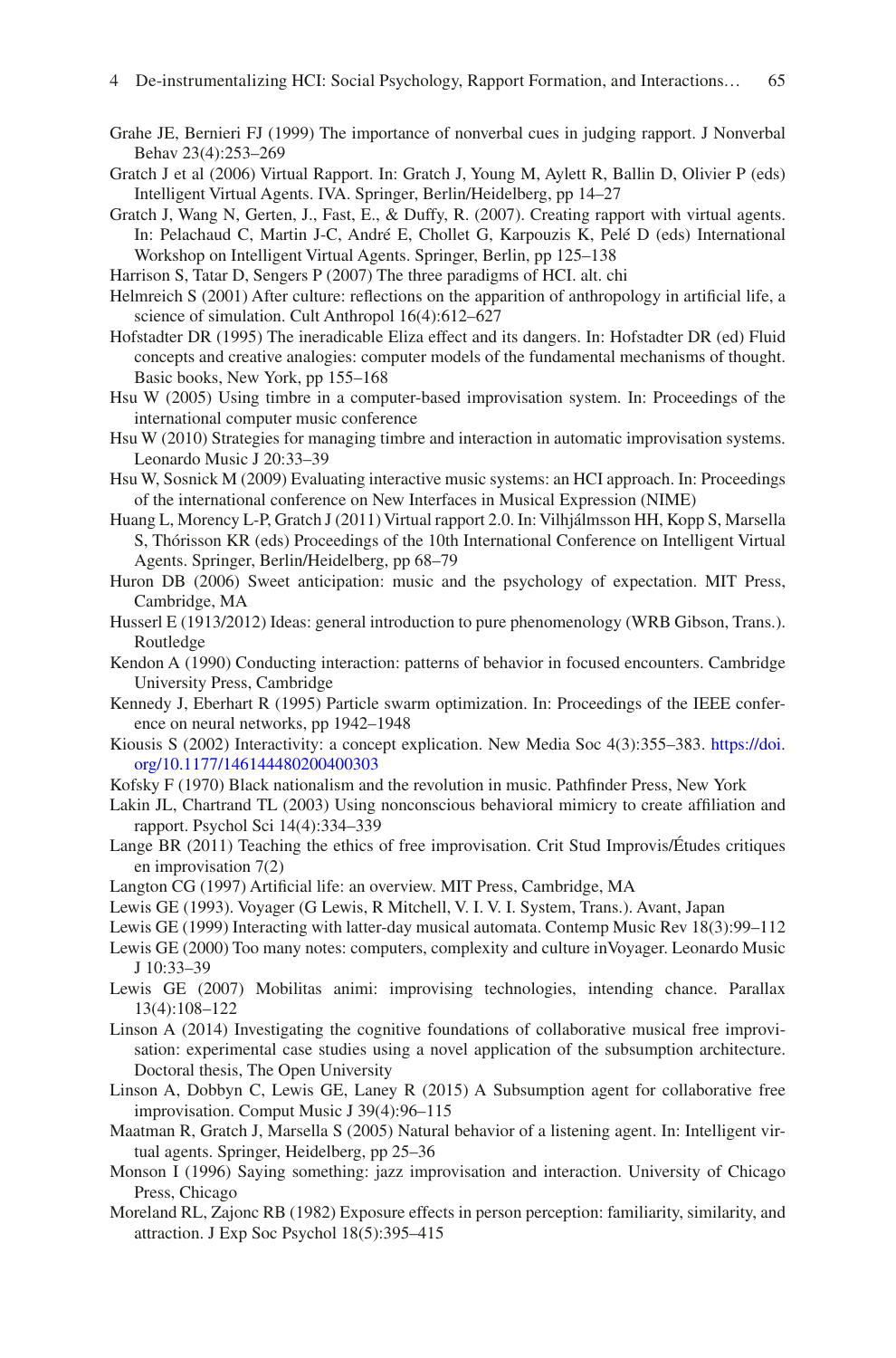Grahe JE, Bernieri FJ (1999) The importance of nonverbal cues in judging rapport. J Nonverbal Behav 23(4):253–269

Gratch J et al (2006) Virtual Rapport. In: Gratch J, Young M, Aylett R, Ballin D, Olivier P (eds) Intelligent Virtual Agents. IVA. Springer, Berlin/Heidelberg, pp 14–27

Gratch J, Wang N, Gerten, J., Fast, E., & Duffy, R. (2007). Creating rapport with virtual agents. In: Pelachaud C, Martin J-C, André E, Chollet G, Karpouzis K, Pelé D (eds) International Workshop on Intelligent Virtual Agents. Springer, Berlin, pp 125–138

Harrison S, Tatar D, Sengers P (2007) The three paradigms of HCI. alt. chi

Helmreich S (2001) After culture: reflections on the apparition of anthropology in artificial life, a science of simulation. Cult Anthropol 16(4):612–627

Hofstadter DR (1995) The ineradicable Eliza effect and its dangers. In: Hofstadter DR (ed) Fluid concepts and creative analogies: computer models of the fundamental mechanisms of thought. Basic books, New York, pp 155–168

Hsu W (2005) Using timbre in a computer-based improvisation system. In: Proceedings of the international computer music conference

Hsu W (2010) Strategies for managing timbre and interaction in automatic improvisation systems. Leonardo Music J 20:33–39

Hsu W, Sosnick M (2009) Evaluating interactive music systems: an HCI approach. In: Proceedings of the international conference on New Interfaces in Musical Expression (NIME)

Huang L, Morency L-P, Gratch J (2011) Virtual rapport 2.0. In: Vilhjálmsson HH, Kopp S, Marsella S, Thórisson KR (eds) Proceedings of the 10th International Conference on Intelligent Virtual Agents. Springer, Berlin/Heidelberg, pp 68–79

Huron DB (2006) Sweet anticipation: music and the psychology of expectation. MIT Press, Cambridge, MA

Husserl E (1913/2012) Ideas: general introduction to pure phenomenology (WRB Gibson, Trans.). Routledge

Kendon A (1990) Conducting interaction: patterns of behavior in focused encounters. Cambridge University Press, Cambridge

Kennedy J, Eberhart R (1995) Particle swarm optimization. In: Proceedings of the IEEE conference on neural networks, pp 1942–1948

Kiousis S (2002) Interactivity: a concept explication. New Media Soc 4(3):355–383. https://doi.org/10.1177/146144480200400303

Kofsky F (1970) Black nationalism and the revolution in music. Pathfinder Press, New York

Lakin JL, Chartrand TL (2003) Using nonconscious behavioral mimicry to create affiliation and rapport. Psychol Sci 14(4):334–339

Lange BR (2011) Teaching the ethics of free improvisation. Crit Stud Improvis/Études critiques en improvisation 7(2)

Langton CG (1997) Artificial life: an overview. MIT Press, Cambridge, MA

Lewis GE (1993). Voyager (G Lewis, R Mitchell, V. I. V. I. System, Trans.). Avant, Japan

Lewis GE (1999) Interacting with latter-day musical automata. Contemp Music Rev 18(3):99–112

Lewis GE (2000) Too many notes: computers, complexity and culture inVoyager. Leonardo Music J 10:33–39

Lewis GE (2007) Mobilitas animi: improvising technologies, intending chance. Parallax 13(4):108–122

Linson A (2014) Investigating the cognitive foundations of collaborative musical free improvisation: experimental case studies using a novel application of the subsumption architecture. Doctoral thesis, The Open University

Linson A, Dobbyn C, Lewis GE, Laney R (2015) A Subsumption agent for collaborative free improvisation. Comput Music J 39(4):96–115

Maatman R, Gratch J, Marsella S (2005) Natural behavior of a listening agent. In: Intelligent virtual agents. Springer, Heidelberg, pp 25–36

Monson I (1996) Saying something: jazz improvisation and interaction. University of Chicago Press, Chicago

Moreland RL, Zajonc RB (1982) Exposure effects in person perception: familiarity, similarity, and attraction. J Exp Soc Psychol 18(5):395–415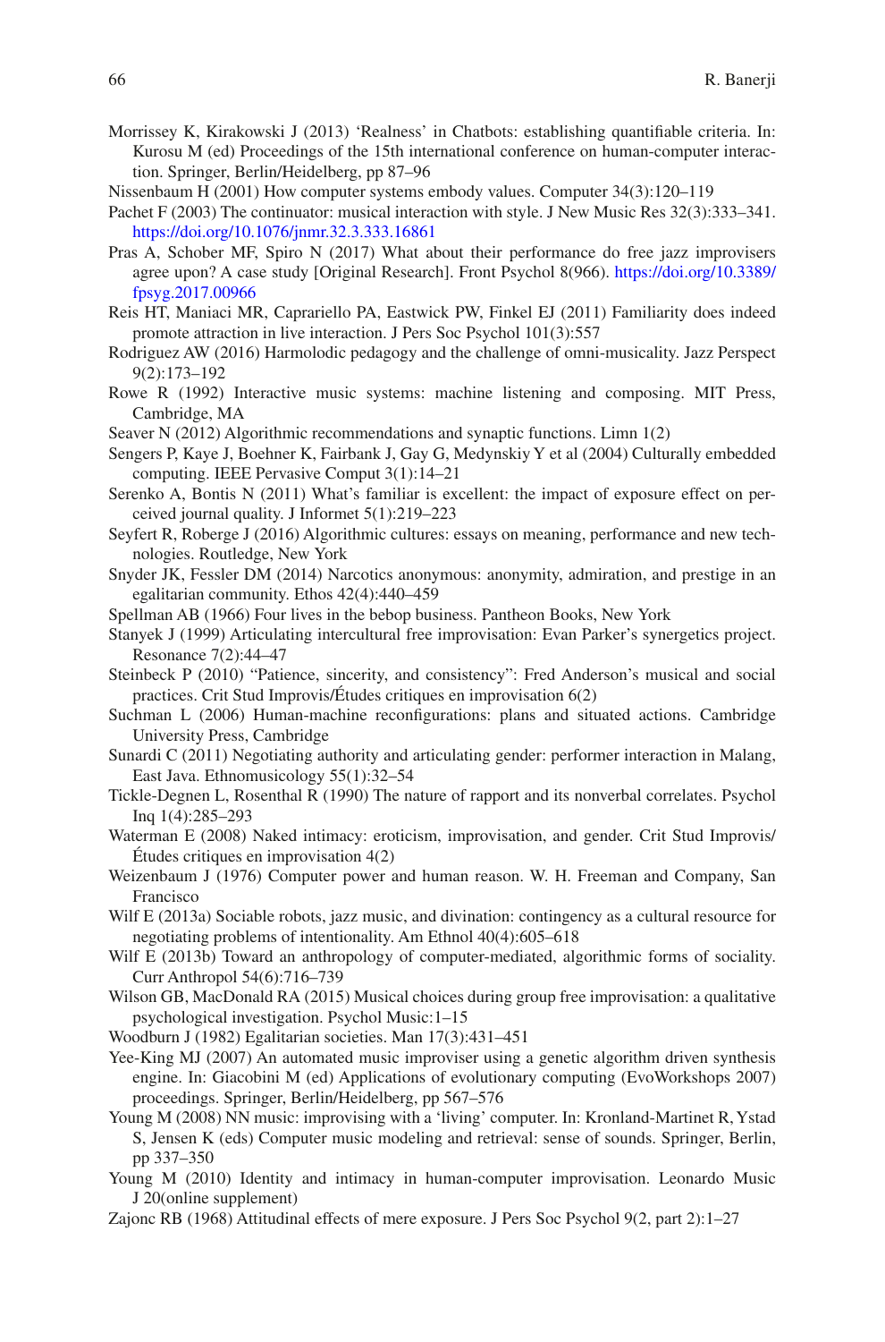Morrissey K, Kirakowski J (2013) 'Realness' in Chatbots: establishing quantifiable criteria. In: Kurosu M (ed) Proceedings of the 15th international conference on human-computer interaction. Springer, Berlin/Heidelberg, pp 87–96

Nissenbaum H (2001) How computer systems embody values. Computer 34(3):120–119

Pachet F (2003) The continuator: musical interaction with style. J New Music Res 32(3):333–341. https://doi.org/10.1076/jnmr.32.3.333.16861

Pras A, Schober MF, Spiro N (2017) What about their performance do free jazz improvisers agree upon? A case study [Original Research]. Front Psychol 8(966). https://doi.org/10.3389/fpsyg.2017.00966

Reis HT, Maniaci MR, Caprariello PA, Eastwick PW, Finkel EJ (2011) Familiarity does indeed promote attraction in live interaction. J Pers Soc Psychol 101(3):557

Rodriguez AW (2016) Harmolodic pedagogy and the challenge of omni-musicality. Jazz Perspect 9(2):173–192

Rowe R (1992) Interactive music systems: machine listening and composing. MIT Press, Cambridge, MA

Seaver N (2012) Algorithmic recommendations and synaptic functions. Limn 1(2)

Sengers P, Kaye J, Boehner K, Fairbank J, Gay G, Medynskiy Y et al (2004) Culturally embedded computing. IEEE Pervasive Comput 3(1):14–21

Serenko A, Bontis N (2011) What's familiar is excellent: the impact of exposure effect on perceived journal quality. J Informet 5(1):219–223

Seyfert R, Roberge J (2016) Algorithmic cultures: essays on meaning, performance and new technologies. Routledge, New York

Snyder JK, Fessler DM (2014) Narcotics anonymous: anonymity, admiration, and prestige in an egalitarian community. Ethos 42(4):440–459

Spellman AB (1966) Four lives in the bebop business. Pantheon Books, New York

Stanyek J (1999) Articulating intercultural free improvisation: Evan Parker's synergetics project. Resonance 7(2):44–47

Steinbeck P (2010) "Patience, sincerity, and consistency": Fred Anderson's musical and social practices. Crit Stud Improvis/Études critiques en improvisation 6(2)

Suchman L (2006) Human-machine reconfigurations: plans and situated actions. Cambridge University Press, Cambridge

Sunardi C (2011) Negotiating authority and articulating gender: performer interaction in Malang, East Java. Ethnomusicology 55(1):32–54

Tickle-Degnen L, Rosenthal R (1990) The nature of rapport and its nonverbal correlates. Psychol Inq 1(4):285–293

Waterman E (2008) Naked intimacy: eroticism, improvisation, and gender. Crit Stud Improvis/Études critiques en improvisation 4(2)

Weizenbaum J (1976) Computer power and human reason. W. H. Freeman and Company, San Francisco

Wilf E (2013a) Sociable robots, jazz music, and divination: contingency as a cultural resource for negotiating problems of intentionality. Am Ethnol 40(4):605–618

Wilf E (2013b) Toward an anthropology of computer-mediated, algorithmic forms of sociality. Curr Anthropol 54(6):716–739

Wilson GB, MacDonald RA (2015) Musical choices during group free improvisation: a qualitative psychological investigation. Psychol Music:1–15

Woodburn J (1982) Egalitarian societies. Man 17(3):431–451

Yee-King MJ (2007) An automated music improviser using a genetic algorithm driven synthesis engine. In: Giacobini M (ed) Applications of evolutionary computing (EvoWorkshops 2007) proceedings. Springer, Berlin/Heidelberg, pp 567–576

Young M (2008) NN music: improvising with a 'living' computer. In: Kronland-Martinet R, Ystad S, Jensen K (eds) Computer music modeling and retrieval: sense of sounds. Springer, Berlin, pp 337–350

Young M (2010) Identity and intimacy in human-computer improvisation. Leonardo Music J 20(online supplement)

Zajonc RB (1968) Attitudinal effects of mere exposure. J Pers Soc Psychol 9(2, part 2):1–27